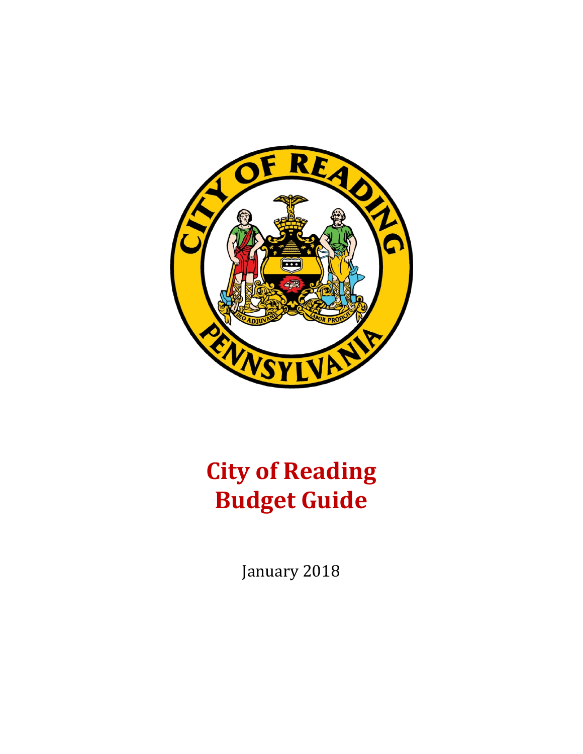# City of Reading Budget Guide

January 2018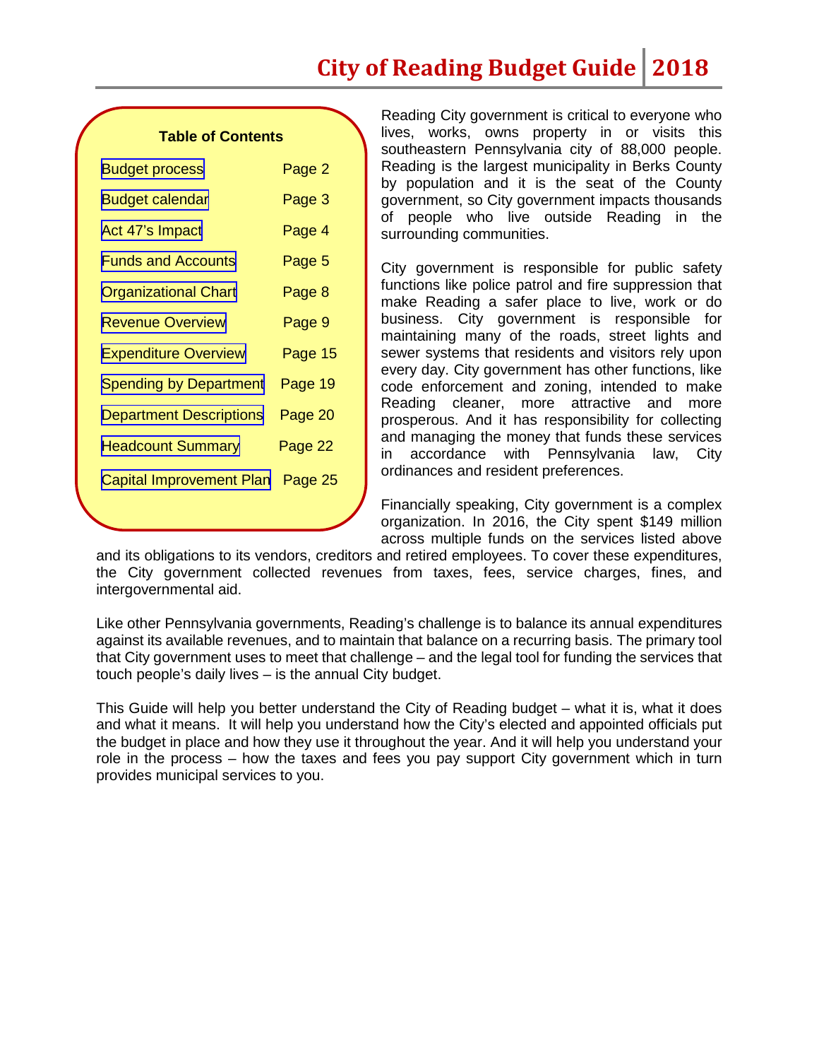# City of Reading Budget Guide 2018

**Table of Contents**

| | |
|---|---|
| Budget process | Page 2 |
| Budget calendar | Page 3 |
| Act 47's Impact | Page 4 |
| Funds and Accounts | Page 5 |
| Organizational Chart | Page 8 |
| Revenue Overview | Page 9 |
| Expenditure Overview | Page 15 |
| Spending by Department | Page 19 |
| Department Descriptions | Page 20 |
| Headcount Summary | Page 22 |
| Capital Improvement Plan | Page 25 |

Reading City government is critical to everyone who lives, works, owns property in or visits this southeastern Pennsylvania city of 88,000 people. Reading is the largest municipality in Berks County by population and it is the seat of the County government, so City government impacts thousands of people who live outside Reading in the surrounding communities.

City government is responsible for public safety functions like police patrol and fire suppression that make Reading a safer place to live, work or do business. City government is responsible for maintaining many of the roads, street lights and sewer systems that residents and visitors rely upon every day. City government has other functions, like code enforcement and zoning, intended to make Reading cleaner, more attractive and more prosperous. And it has responsibility for collecting and managing the money that funds these services in accordance with Pennsylvania law, City ordinances and resident preferences.

Financially speaking, City government is a complex organization. In 2016, the City spent $149 million across multiple funds on the services listed above and its obligations to its vendors, creditors and retired employees. To cover these expenditures, the City government collected revenues from taxes, fees, service charges, fines, and intergovernmental aid.

Like other Pennsylvania governments, Reading's challenge is to balance its annual expenditures against its available revenues, and to maintain that balance on a recurring basis. The primary tool that City government uses to meet that challenge – and the legal tool for funding the services that touch people's daily lives – is the annual City budget.

This Guide will help you better understand the City of Reading budget – what it is, what it does and what it means. It will help you understand how the City's elected and appointed officials put the budget in place and how they use it throughout the year. And it will help you understand your role in the process – how the taxes and fees you pay support City government which in turn provides municipal services to you.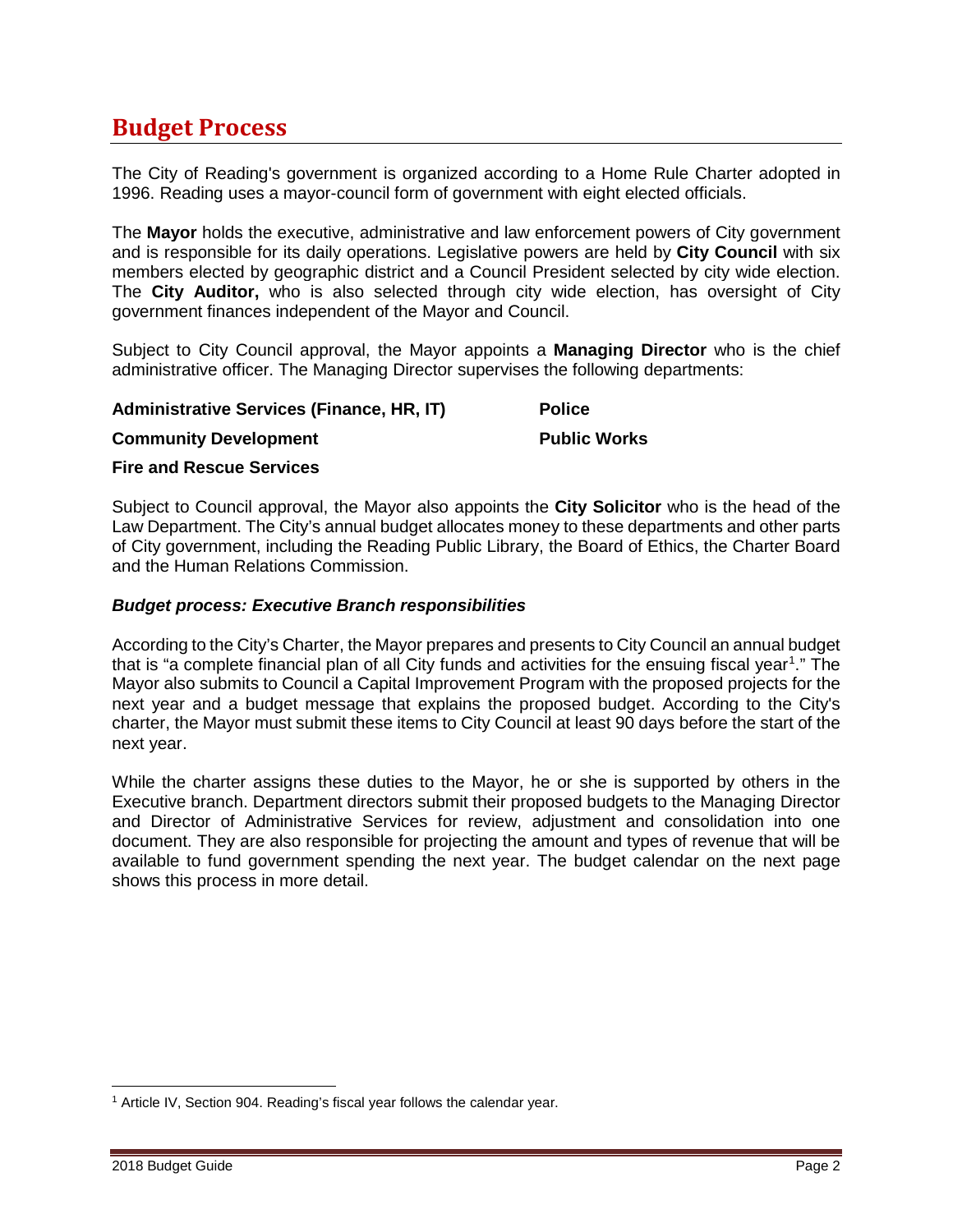## Budget Process

The City of Reading's government is organized according to a Home Rule Charter adopted in 1996. Reading uses a mayor-council form of government with eight elected officials.

The **Mayor** holds the executive, administrative and law enforcement powers of City government and is responsible for its daily operations. Legislative powers are held by **City Council** with six members elected by geographic district and a Council President selected by city wide election. The **City Auditor,** who is also selected through city wide election, has oversight of City government finances independent of the Mayor and Council.

Subject to City Council approval, the Mayor appoints a **Managing Director** who is the chief administrative officer. The Managing Director supervises the following departments:

- **Administrative Services (Finance, HR, IT)**
- **Community Development**
- **Fire and Rescue Services**
- **Police**
- **Public Works**

Subject to Council approval, the Mayor also appoints the **City Solicitor** who is the head of the Law Department. The City's annual budget allocates money to these departments and other parts of City government, including the Reading Public Library, the Board of Ethics, the Charter Board and the Human Relations Commission.

### *Budget process: Executive Branch responsibilities*

According to the City's Charter, the Mayor prepares and presents to City Council an annual budget that is "a complete financial plan of all City funds and activities for the ensuing fiscal year[1]." The Mayor also submits to Council a Capital Improvement Program with the proposed projects for the next year and a budget message that explains the proposed budget. According to the City's charter, the Mayor must submit these items to City Council at least 90 days before the start of the next year.

While the charter assigns these duties to the Mayor, he or she is supported by others in the Executive branch. Department directors submit their proposed budgets to the Managing Director and Director of Administrative Services for review, adjustment and consolidation into one document. They are also responsible for projecting the amount and types of revenue that will be available to fund government spending the next year. The budget calendar on the next page shows this process in more detail.

[1] Article IV, Section 904. Reading's fiscal year follows the calendar year.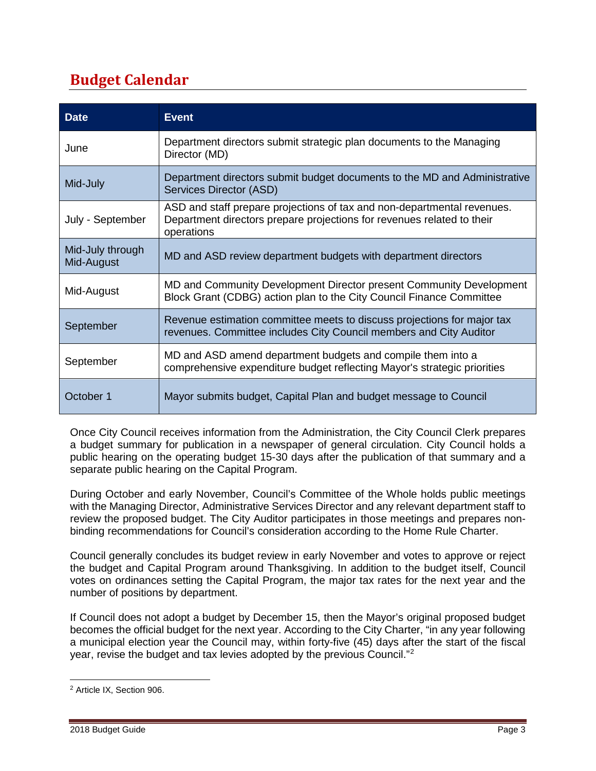## Budget Calendar

| Date | Event |
| --- | --- |
| June | Department directors submit strategic plan documents to the Managing Director (MD) |
| Mid-July | Department directors submit budget documents to the MD and Administrative Services Director (ASD) |
| July - September | ASD and staff prepare projections of tax and non-departmental revenues. Department directors prepare projections for revenues related to their operations |
| Mid-July through Mid-August | MD and ASD review department budgets with department directors |
| Mid-August | MD and Community Development Director present Community Development Block Grant (CDBG) action plan to the City Council Finance Committee |
| September | Revenue estimation committee meets to discuss projections for major tax revenues. Committee includes City Council members and City Auditor |
| September | MD and ASD amend department budgets and compile them into a comprehensive expenditure budget reflecting Mayor's strategic priorities |
| October 1 | Mayor submits budget, Capital Plan and budget message to Council |

Once City Council receives information from the Administration, the City Council Clerk prepares a budget summary for publication in a newspaper of general circulation. City Council holds a public hearing on the operating budget 15-30 days after the publication of that summary and a separate public hearing on the Capital Program.

During October and early November, Council's Committee of the Whole holds public meetings with the Managing Director, Administrative Services Director and any relevant department staff to review the proposed budget. The City Auditor participates in those meetings and prepares non-binding recommendations for Council's consideration according to the Home Rule Charter.

Council generally concludes its budget review in early November and votes to approve or reject the budget and Capital Program around Thanksgiving. In addition to the budget itself, Council votes on ordinances setting the Capital Program, the major tax rates for the next year and the number of positions by department.

If Council does not adopt a budget by December 15, then the Mayor's original proposed budget becomes the official budget for the next year. According to the City Charter, "in any year following a municipal election year the Council may, within forty-five (45) days after the start of the fiscal year, revise the budget and tax levies adopted by the previous Council."[2]

[2] Article IX, Section 906.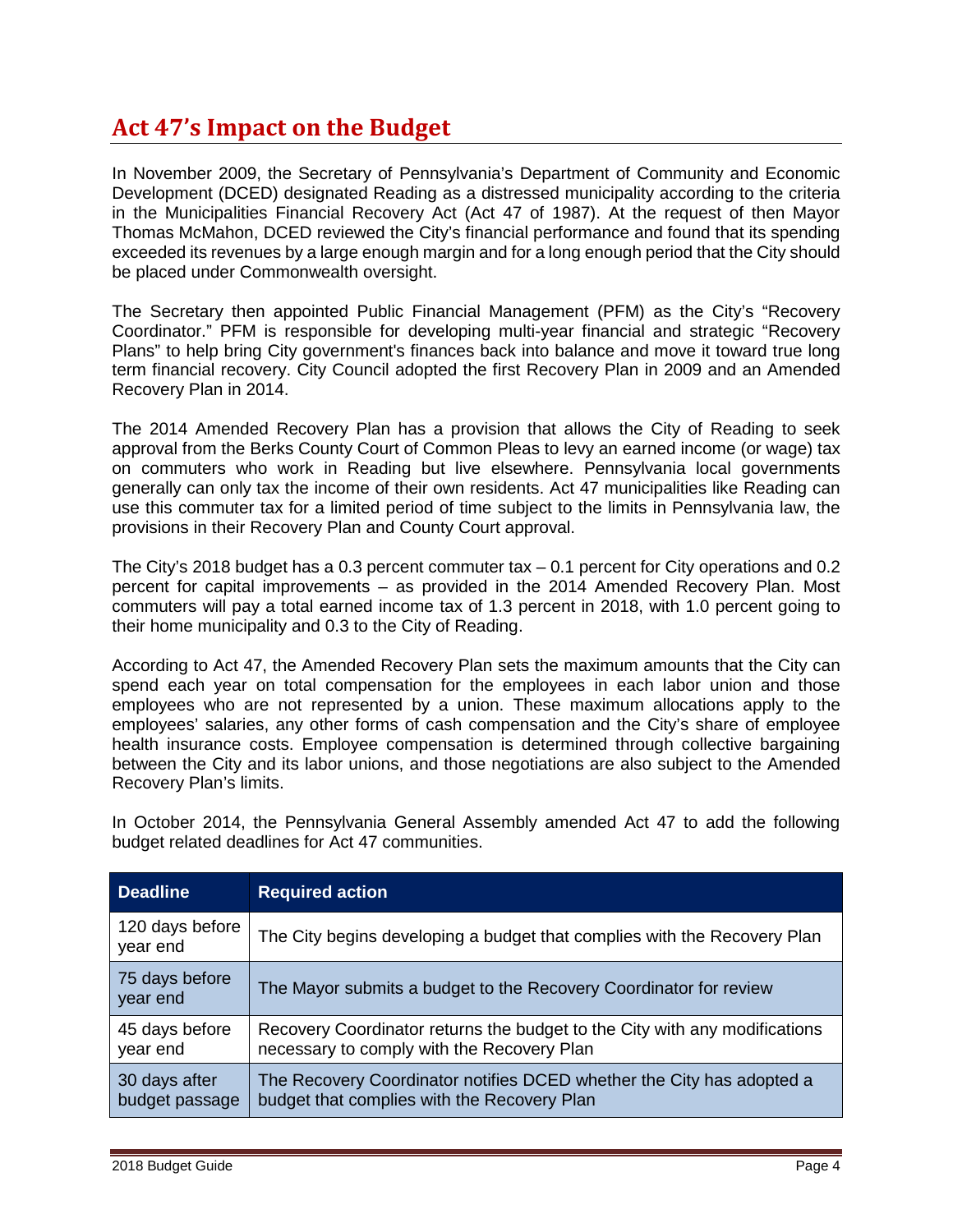## Act 47's Impact on the Budget

In November 2009, the Secretary of Pennsylvania's Department of Community and Economic Development (DCED) designated Reading as a distressed municipality according to the criteria in the Municipalities Financial Recovery Act (Act 47 of 1987). At the request of then Mayor Thomas McMahon, DCED reviewed the City's financial performance and found that its spending exceeded its revenues by a large enough margin and for a long enough period that the City should be placed under Commonwealth oversight.

The Secretary then appointed Public Financial Management (PFM) as the City's "Recovery Coordinator." PFM is responsible for developing multi-year financial and strategic "Recovery Plans" to help bring City government's finances back into balance and move it toward true long term financial recovery. City Council adopted the first Recovery Plan in 2009 and an Amended Recovery Plan in 2014.

The 2014 Amended Recovery Plan has a provision that allows the City of Reading to seek approval from the Berks County Court of Common Pleas to levy an earned income (or wage) tax on commuters who work in Reading but live elsewhere. Pennsylvania local governments generally can only tax the income of their own residents. Act 47 municipalities like Reading can use this commuter tax for a limited period of time subject to the limits in Pennsylvania law, the provisions in their Recovery Plan and County Court approval.

The City's 2018 budget has a 0.3 percent commuter tax – 0.1 percent for City operations and 0.2 percent for capital improvements – as provided in the 2014 Amended Recovery Plan. Most commuters will pay a total earned income tax of 1.3 percent in 2018, with 1.0 percent going to their home municipality and 0.3 to the City of Reading.

According to Act 47, the Amended Recovery Plan sets the maximum amounts that the City can spend each year on total compensation for the employees in each labor union and those employees who are not represented by a union. These maximum allocations apply to the employees' salaries, any other forms of cash compensation and the City's share of employee health insurance costs. Employee compensation is determined through collective bargaining between the City and its labor unions, and those negotiations are also subject to the Amended Recovery Plan's limits.

In October 2014, the Pennsylvania General Assembly amended Act 47 to add the following budget related deadlines for Act 47 communities.

| Deadline | Required action |
| --- | --- |
| 120 days before year end | The City begins developing a budget that complies with the Recovery Plan |
| 75 days before year end | The Mayor submits a budget to the Recovery Coordinator for review |
| 45 days before year end | Recovery Coordinator returns the budget to the City with any modifications necessary to comply with the Recovery Plan |
| 30 days after budget passage | The Recovery Coordinator notifies DCED whether the City has adopted a budget that complies with the Recovery Plan |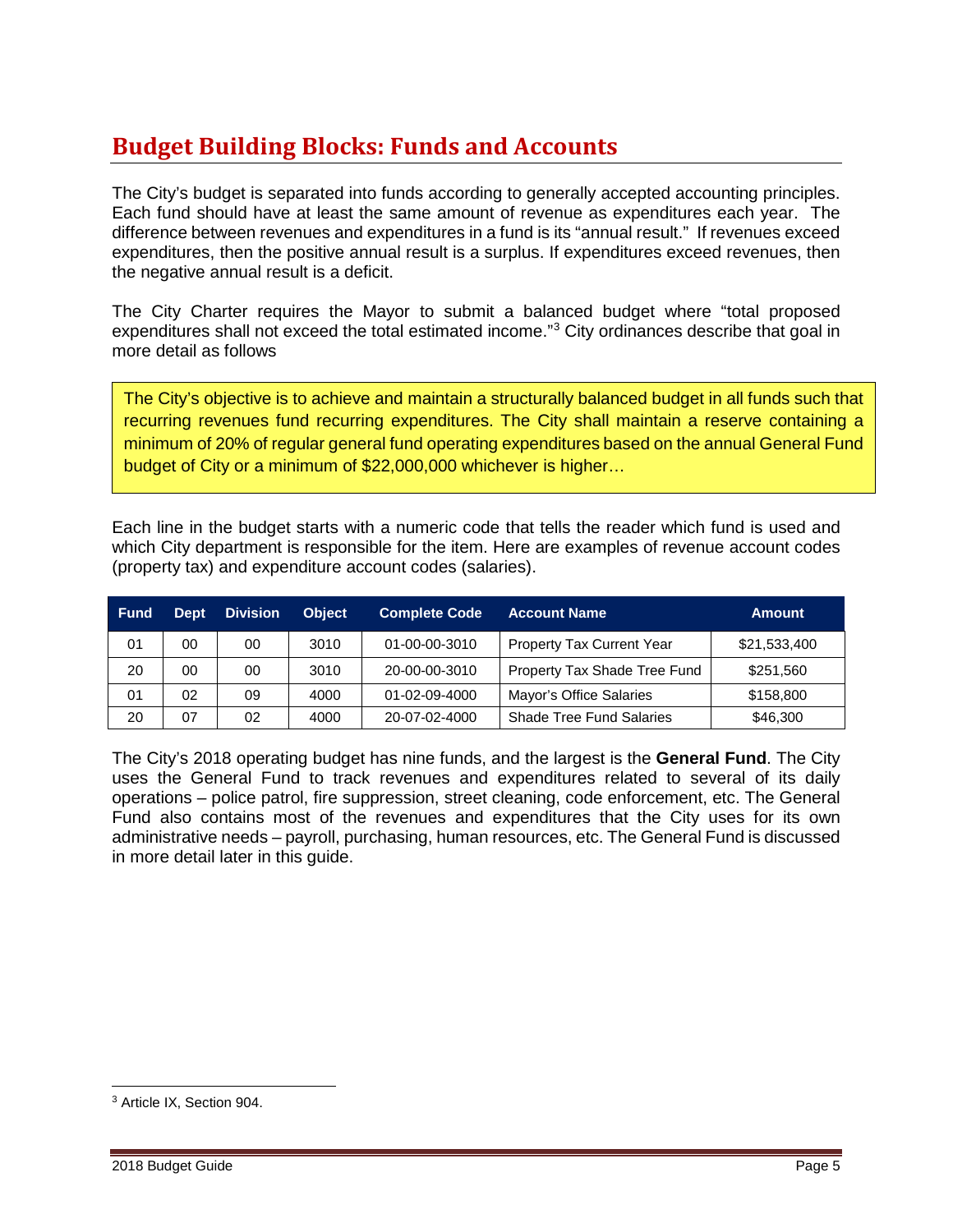# Budget Building Blocks: Funds and Accounts

The City's budget is separated into funds according to generally accepted accounting principles. Each fund should have at least the same amount of revenue as expenditures each year. The difference between revenues and expenditures in a fund is its "annual result." If revenues exceed expenditures, then the positive annual result is a surplus. If expenditures exceed revenues, then the negative annual result is a deficit.

The City Charter requires the Mayor to submit a balanced budget where "total proposed expenditures shall not exceed the total estimated income."[3] City ordinances describe that goal in more detail as follows

> The City's objective is to achieve and maintain a structurally balanced budget in all funds such that recurring revenues fund recurring expenditures. The City shall maintain a reserve containing a minimum of 20% of regular general fund operating expenditures based on the annual General Fund budget of City or a minimum of $22,000,000 whichever is higher…

Each line in the budget starts with a numeric code that tells the reader which fund is used and which City department is responsible for the item. Here are examples of revenue account codes (property tax) and expenditure account codes (salaries).

| Fund | Dept | Division | Object | Complete Code | Account Name | Amount |
|---|---|---|---|---|---|---|
| 01 | 00 | 00 | 3010 | 01-00-00-3010 | Property Tax Current Year | $21,533,400 |
| 20 | 00 | 00 | 3010 | 20-00-00-3010 | Property Tax Shade Tree Fund | $251,560 |
| 01 | 02 | 09 | 4000 | 01-02-09-4000 | Mayor's Office Salaries | $158,800 |
| 20 | 07 | 02 | 4000 | 20-07-02-4000 | Shade Tree Fund Salaries | $46,300 |

The City's 2018 operating budget has nine funds, and the largest is the **General Fund**. The City uses the General Fund to track revenues and expenditures related to several of its daily operations – police patrol, fire suppression, street cleaning, code enforcement, etc. The General Fund also contains most of the revenues and expenditures that the City uses for its own administrative needs – payroll, purchasing, human resources, etc. The General Fund is discussed in more detail later in this guide.

[3] Article IX, Section 904.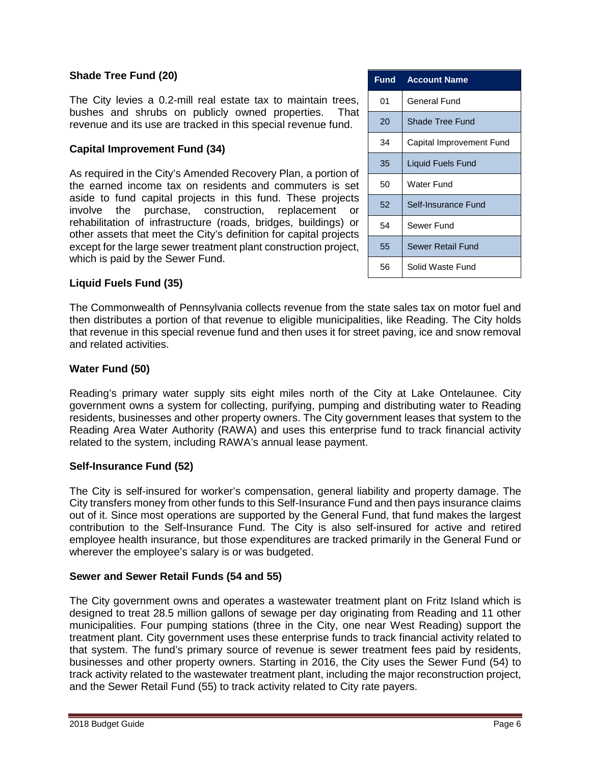| Fund | Account Name |
| --- | --- |
| 01 | General Fund |
| 20 | Shade Tree Fund |
| 34 | Capital Improvement Fund |
| 35 | Liquid Fuels Fund |
| 50 | Water Fund |
| 52 | Self-Insurance Fund |
| 54 | Sewer Fund |
| 55 | Sewer Retail Fund |
| 56 | Solid Waste Fund |

### Shade Tree Fund (20)

The City levies a 0.2-mill real estate tax to maintain trees, bushes and shrubs on publicly owned properties. That revenue and its use are tracked in this special revenue fund.

### Capital Improvement Fund (34)

As required in the City's Amended Recovery Plan, a portion of the earned income tax on residents and commuters is set aside to fund capital projects in this fund. These projects involve the purchase, construction, replacement or rehabilitation of infrastructure (roads, bridges, buildings) or other assets that meet the City's definition for capital projects except for the large sewer treatment plant construction project, which is paid by the Sewer Fund.

### Liquid Fuels Fund (35)

The Commonwealth of Pennsylvania collects revenue from the state sales tax on motor fuel and then distributes a portion of that revenue to eligible municipalities, like Reading. The City holds that revenue in this special revenue fund and then uses it for street paving, ice and snow removal and related activities.

### Water Fund (50)

Reading's primary water supply sits eight miles north of the City at Lake Ontelaunee. City government owns a system for collecting, purifying, pumping and distributing water to Reading residents, businesses and other property owners. The City government leases that system to the Reading Area Water Authority (RAWA) and uses this enterprise fund to track financial activity related to the system, including RAWA's annual lease payment.

### Self-Insurance Fund (52)

The City is self-insured for worker's compensation, general liability and property damage. The City transfers money from other funds to this Self-Insurance Fund and then pays insurance claims out of it. Since most operations are supported by the General Fund, that fund makes the largest contribution to the Self-Insurance Fund. The City is also self-insured for active and retired employee health insurance, but those expenditures are tracked primarily in the General Fund or wherever the employee's salary is or was budgeted.

### Sewer and Sewer Retail Funds (54 and 55)

The City government owns and operates a wastewater treatment plant on Fritz Island which is designed to treat 28.5 million gallons of sewage per day originating from Reading and 11 other municipalities. Four pumping stations (three in the City, one near West Reading) support the treatment plant. City government uses these enterprise funds to track financial activity related to that system. The fund's primary source of revenue is sewer treatment fees paid by residents, businesses and other property owners. Starting in 2016, the City uses the Sewer Fund (54) to track activity related to the wastewater treatment plant, including the major reconstruction project, and the Sewer Retail Fund (55) to track activity related to City rate payers.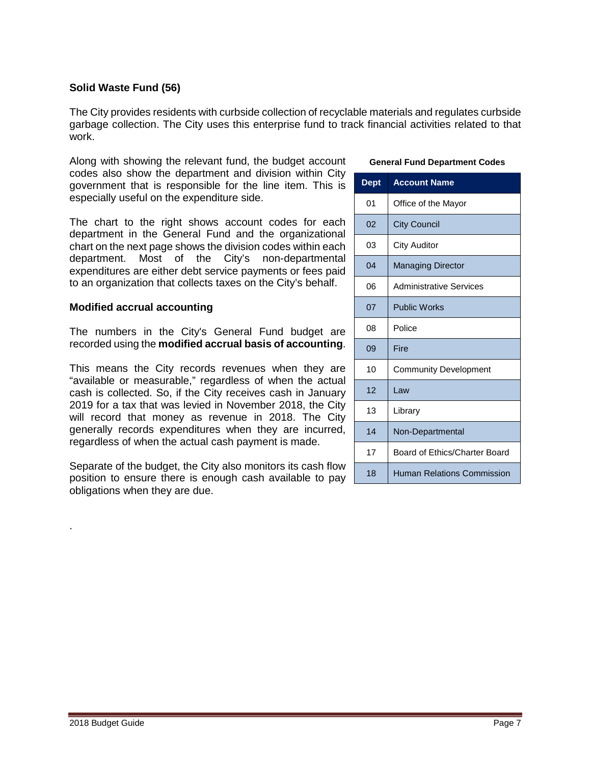### Solid Waste Fund (56)

The City provides residents with curbside collection of recyclable materials and regulates curbside garbage collection. The City uses this enterprise fund to track financial activities related to that work.

Along with showing the relevant fund, the budget account codes also show the department and division within City government that is responsible for the line item. This is especially useful on the expenditure side.

The chart to the right shows account codes for each department in the General Fund and the organizational chart on the next page shows the division codes within each department. Most of the City's non-departmental expenditures are either debt service payments or fees paid to an organization that collects taxes on the City's behalf.

**General Fund Department Codes**

| Dept | Account Name |
|---|---|
| 01 | Office of the Mayor |
| 02 | City Council |
| 03 | City Auditor |
| 04 | Managing Director |
| 06 | Administrative Services |
| 07 | Public Works |
| 08 | Police |
| 09 | Fire |
| 10 | Community Development |
| 12 | Law |
| 13 | Library |
| 14 | Non-Departmental |
| 17 | Board of Ethics/Charter Board |
| 18 | Human Relations Commission |

### Modified accrual accounting

The numbers in the City's General Fund budget are recorded using the **modified accrual basis of accounting**.

This means the City records revenues when they are "available or measurable," regardless of when the actual cash is collected. So, if the City receives cash in January 2019 for a tax that was levied in November 2018, the City will record that money as revenue in 2018. The City generally records expenditures when they are incurred, regardless of when the actual cash payment is made.

Separate of the budget, the City also monitors its cash flow position to ensure there is enough cash available to pay obligations when they are due.

.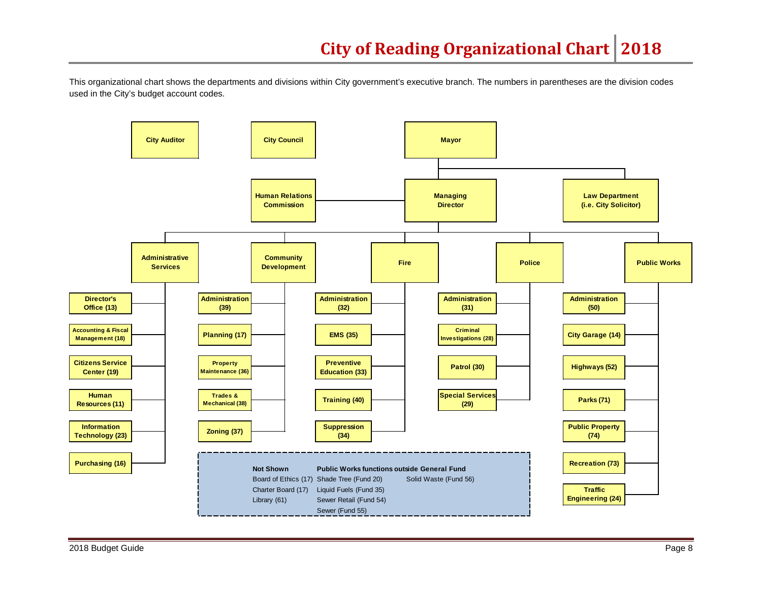# City of Reading Organizational Chart | 2018

This organizational chart shows the departments and divisions within City government's executive branch. The numbers in parentheses are the division codes used in the City's budget account codes.

- **City Auditor**
- **City Council**
- **Mayor**
  - **Law Department (i.e. City Solicitor)**
  - **Managing Director**
    - **Human Relations Commission**
    - **Administrative Services**
      - Director's Office (13)
      - Accounting & Fiscal Management (18)
      - Citizens Service Center (19)
      - Human Resources (11)
      - Information Technology (23)
      - Purchasing (16)
    - **Community Development**
      - Administration (39)
      - Planning (17)
      - Property Maintenance (36)
      - Trades & Mechanical (38)
      - Zoning (37)
    - **Fire**
      - Administration (32)
      - EMS (35)
      - Preventive Education (33)
      - Training (40)
      - Suppression (34)
    - **Police**
      - Administration (31)
      - Criminal Investigations (28)
      - Patrol (30)
      - Special Services (29)
    - **Public Works**
      - Administration (50)
      - City Garage (14)
      - Highways (52)
      - Parks (71)
      - Public Property (74)
      - Recreation (73)
      - Traffic Engineering (24)

| Not Shown | Public Works functions outside General Fund | |
|---|---|---|
| Board of Ethics (17) | Shade Tree (Fund 20) | Solid Waste (Fund 56) |
| Charter Board (17) | Liquid Fuels (Fund 35) | |
| Library (61) | Sewer Retail (Fund 54) | |
| | Sewer (Fund 55) | |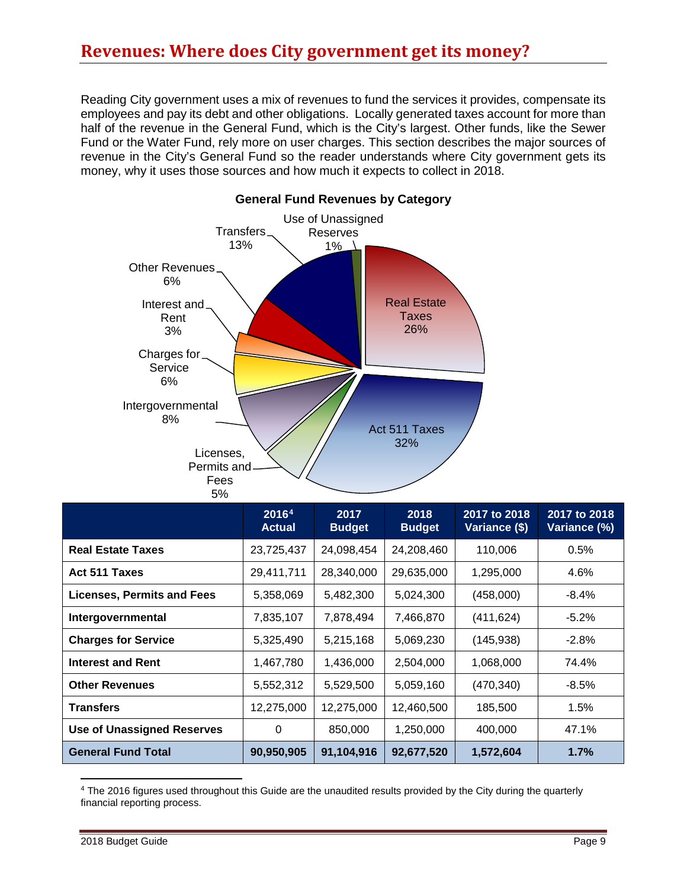## Revenues: Where does City government get its money?

Reading City government uses a mix of revenues to fund the services it provides, compensate its employees and pay its debt and other obligations. Locally generated taxes account for more than half of the revenue in the General Fund, which is the City's largest. Other funds, like the Sewer Fund or the Water Fund, rely more on user charges. This section describes the major sources of revenue in the City's General Fund so the reader understands where City government gets its money, why it uses those sources and how much it expects to collect in 2018.

**General Fund Revenues by Category**

Real Estate Taxes 26%; Act 511 Taxes 32%; Licenses, Permits and Fees 5%; Intergovernmental 8%; Charges for Service 6%; Interest and Rent 3%; Other Revenues 6%; Transfers 13%; Use of Unassigned Reserves 1%

| | 2016[4] Actual | 2017 Budget | 2018 Budget | 2017 to 2018 Variance ($) | 2017 to 2018 Variance (%) |
|---|---|---|---|---|---|
| **Real Estate Taxes** | 23,725,437 | 24,098,454 | 24,208,460 | 110,006 | 0.5% |
| **Act 511 Taxes** | 29,411,711 | 28,340,000 | 29,635,000 | 1,295,000 | 4.6% |
| **Licenses, Permits and Fees** | 5,358,069 | 5,482,300 | 5,024,300 | (458,000) | -8.4% |
| **Intergovernmental** | 7,835,107 | 7,878,494 | 7,466,870 | (411,624) | -5.2% |
| **Charges for Service** | 5,325,490 | 5,215,168 | 5,069,230 | (145,938) | -2.8% |
| **Interest and Rent** | 1,467,780 | 1,436,000 | 2,504,000 | 1,068,000 | 74.4% |
| **Other Revenues** | 5,552,312 | 5,529,500 | 5,059,160 | (470,340) | -8.5% |
| **Transfers** | 12,275,000 | 12,275,000 | 12,460,500 | 185,500 | 1.5% |
| **Use of Unassigned Reserves** | 0 | 850,000 | 1,250,000 | 400,000 | 47.1% |
| **General Fund Total** | **90,950,905** | **91,104,916** | **92,677,520** | **1,572,604** | **1.7%** |

[4] The 2016 figures used throughout this Guide are the unaudited results provided by the City during the quarterly financial reporting process.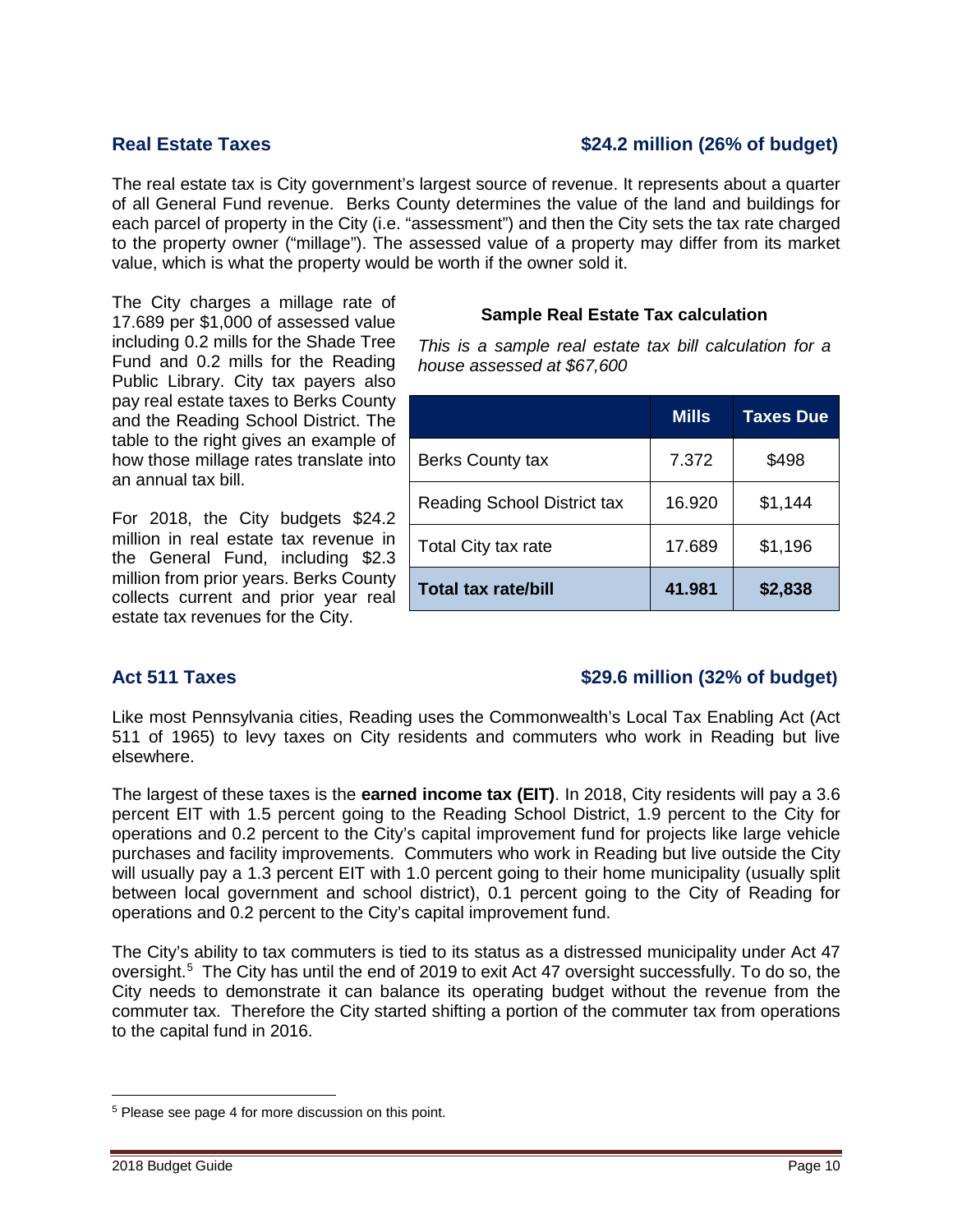## Real Estate Taxes $24.2 million (26% of budget)

The real estate tax is City government's largest source of revenue. It represents about a quarter of all General Fund revenue. Berks County determines the value of the land and buildings for each parcel of property in the City (i.e. "assessment") and then the City sets the tax rate charged to the property owner ("millage"). The assessed value of a property may differ from its market value, which is what the property would be worth if the owner sold it.

The City charges a millage rate of 17.689 per $1,000 of assessed value including 0.2 mills for the Shade Tree Fund and 0.2 mills for the Reading Public Library. City tax payers also pay real estate taxes to Berks County and the Reading School District. The table to the right gives an example of how those millage rates translate into an annual tax bill.

For 2018, the City budgets $24.2 million in real estate tax revenue in the General Fund, including $2.3 million from prior years. Berks County collects current and prior year real estate tax revenues for the City.

**Sample Real Estate Tax calculation**

*This is a sample real estate tax bill calculation for a house assessed at $67,600*

| | Mills | Taxes Due |
|---|---|---|
| Berks County tax | 7.372 | $498 |
| Reading School District tax | 16.920 | $1,144 |
| Total City tax rate | 17.689 | $1,196 |
| **Total tax rate/bill** | **41.981** | **$2,838** |

## Act 511 Taxes $29.6 million (32% of budget)

Like most Pennsylvania cities, Reading uses the Commonwealth's Local Tax Enabling Act (Act 511 of 1965) to levy taxes on City residents and commuters who work in Reading but live elsewhere.

The largest of these taxes is the **earned income tax (EIT)**. In 2018, City residents will pay a 3.6 percent EIT with 1.5 percent going to the Reading School District, 1.9 percent to the City for operations and 0.2 percent to the City's capital improvement fund for projects like large vehicle purchases and facility improvements. Commuters who work in Reading but live outside the City will usually pay a 1.3 percent EIT with 1.0 percent going to their home municipality (usually split between local government and school district), 0.1 percent going to the City of Reading for operations and 0.2 percent to the City's capital improvement fund.

The City's ability to tax commuters is tied to its status as a distressed municipality under Act 47 oversight.[5] The City has until the end of 2019 to exit Act 47 oversight successfully. To do so, the City needs to demonstrate it can balance its operating budget without the revenue from the commuter tax. Therefore the City started shifting a portion of the commuter tax from operations to the capital fund in 2016.

[5] Please see page 4 for more discussion on this point.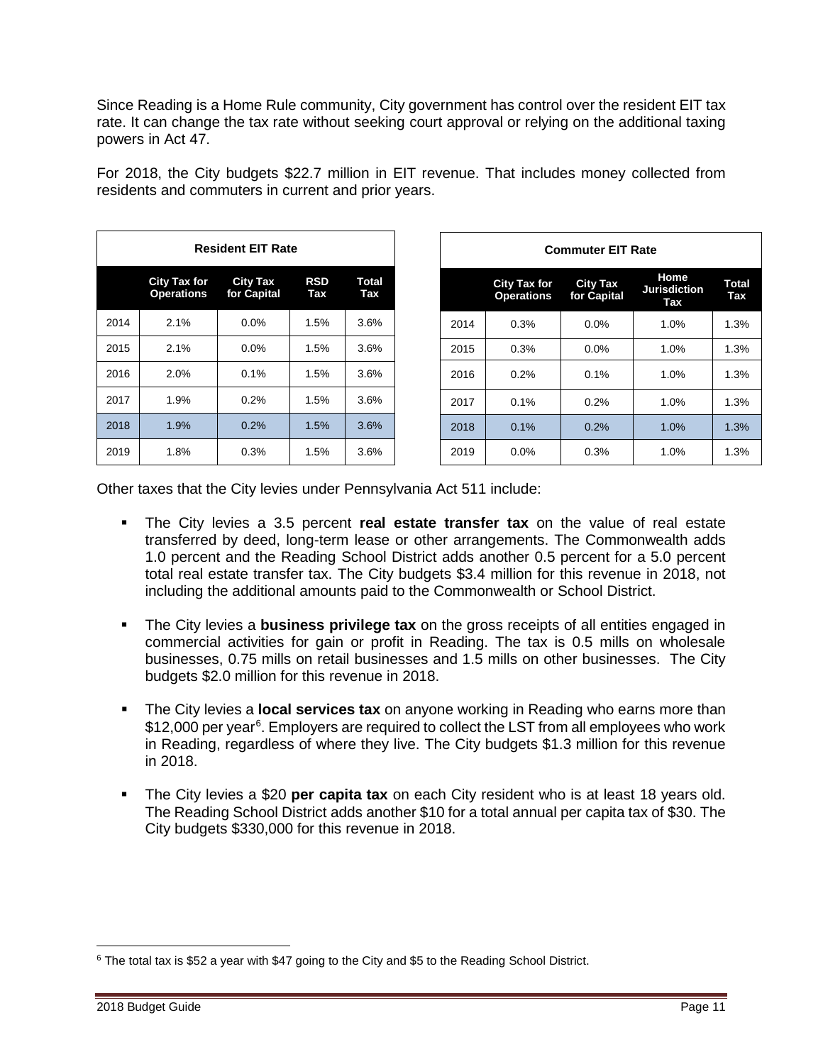Since Reading is a Home Rule community, City government has control over the resident EIT tax rate. It can change the tax rate without seeking court approval or relying on the additional taxing powers in Act 47.

For 2018, the City budgets $22.7 million in EIT revenue. That includes money collected from residents and commuters in current and prior years.

**Resident EIT Rate**

| | City Tax for Operations | City Tax for Capital | RSD Tax | Total Tax |
|---|---|---|---|---|
| 2014 | 2.1% | 0.0% | 1.5% | 3.6% |
| 2015 | 2.1% | 0.0% | 1.5% | 3.6% |
| 2016 | 2.0% | 0.1% | 1.5% | 3.6% |
| 2017 | 1.9% | 0.2% | 1.5% | 3.6% |
| 2018 | 1.9% | 0.2% | 1.5% | 3.6% |
| 2019 | 1.8% | 0.3% | 1.5% | 3.6% |

**Commuter EIT Rate**

| | City Tax for Operations | City Tax for Capital | Home Jurisdiction Tax | Total Tax |
|---|---|---|---|---|
| 2014 | 0.3% | 0.0% | 1.0% | 1.3% |
| 2015 | 0.3% | 0.0% | 1.0% | 1.3% |
| 2016 | 0.2% | 0.1% | 1.0% | 1.3% |
| 2017 | 0.1% | 0.2% | 1.0% | 1.3% |
| 2018 | 0.1% | 0.2% | 1.0% | 1.3% |
| 2019 | 0.0% | 0.3% | 1.0% | 1.3% |

Other taxes that the City levies under Pennsylvania Act 511 include:

- The City levies a 3.5 percent **real estate transfer tax** on the value of real estate transferred by deed, long-term lease or other arrangements. The Commonwealth adds 1.0 percent and the Reading School District adds another 0.5 percent for a 5.0 percent total real estate transfer tax. The City budgets $3.4 million for this revenue in 2018, not including the additional amounts paid to the Commonwealth or School District.
- The City levies a **business privilege tax** on the gross receipts of all entities engaged in commercial activities for gain or profit in Reading. The tax is 0.5 mills on wholesale businesses, 0.75 mills on retail businesses and 1.5 mills on other businesses. The City budgets $2.0 million for this revenue in 2018.
- The City levies a **local services tax** on anyone working in Reading who earns more than $12,000 per year[6]. Employers are required to collect the LST from all employees who work in Reading, regardless of where they live. The City budgets $1.3 million for this revenue in 2018.
- The City levies a $20 **per capita tax** on each City resident who is at least 18 years old. The Reading School District adds another $10 for a total annual per capita tax of $30. The City budgets $330,000 for this revenue in 2018.

[6] The total tax is $52 a year with $47 going to the City and $5 to the Reading School District.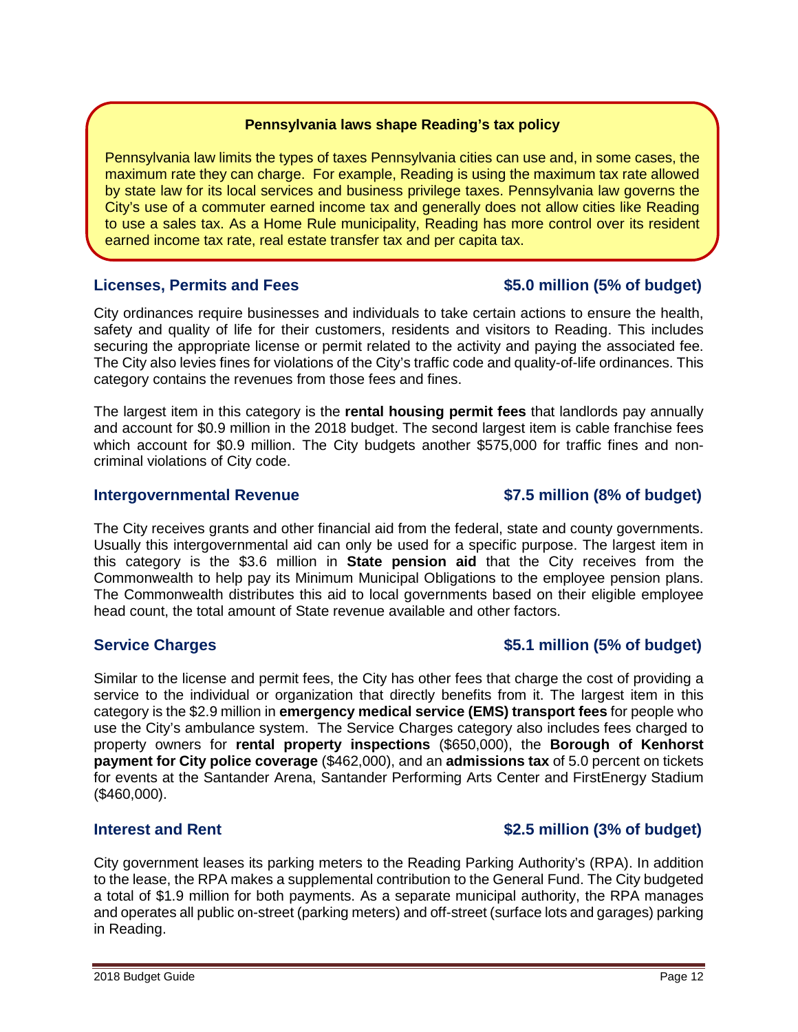**Pennsylvania laws shape Reading's tax policy**

Pennsylvania law limits the types of taxes Pennsylvania cities can use and, in some cases, the maximum rate they can charge. For example, Reading is using the maximum tax rate allowed by state law for its local services and business privilege taxes. Pennsylvania law governs the City's use of a commuter earned income tax and generally does not allow cities like Reading to use a sales tax. As a Home Rule municipality, Reading has more control over its resident earned income tax rate, real estate transfer tax and per capita tax.

### Licenses, Permits and Fees — $5.0 million (5% of budget)

City ordinances require businesses and individuals to take certain actions to ensure the health, safety and quality of life for their customers, residents and visitors to Reading. This includes securing the appropriate license or permit related to the activity and paying the associated fee. The City also levies fines for violations of the City's traffic code and quality-of-life ordinances. This category contains the revenues from those fees and fines.

The largest item in this category is the **rental housing permit fees** that landlords pay annually and account for $0.9 million in the 2018 budget. The second largest item is cable franchise fees which account for $0.9 million. The City budgets another $575,000 for traffic fines and non-criminal violations of City code.

### Intergovernmental Revenue — $7.5 million (8% of budget)

The City receives grants and other financial aid from the federal, state and county governments. Usually this intergovernmental aid can only be used for a specific purpose. The largest item in this category is the $3.6 million in **State pension aid** that the City receives from the Commonwealth to help pay its Minimum Municipal Obligations to the employee pension plans. The Commonwealth distributes this aid to local governments based on their eligible employee head count, the total amount of State revenue available and other factors.

### Service Charges — $5.1 million (5% of budget)

Similar to the license and permit fees, the City has other fees that charge the cost of providing a service to the individual or organization that directly benefits from it. The largest item in this category is the $2.9 million in **emergency medical service (EMS) transport fees** for people who use the City's ambulance system. The Service Charges category also includes fees charged to property owners for **rental property inspections** ($650,000), the **Borough of Kenhorst payment for City police coverage** ($462,000), and an **admissions tax** of 5.0 percent on tickets for events at the Santander Arena, Santander Performing Arts Center and FirstEnergy Stadium ($460,000).

### Interest and Rent — $2.5 million (3% of budget)

City government leases its parking meters to the Reading Parking Authority's (RPA). In addition to the lease, the RPA makes a supplemental contribution to the General Fund. The City budgeted a total of $1.9 million for both payments. As a separate municipal authority, the RPA manages and operates all public on-street (parking meters) and off-street (surface lots and garages) parking in Reading.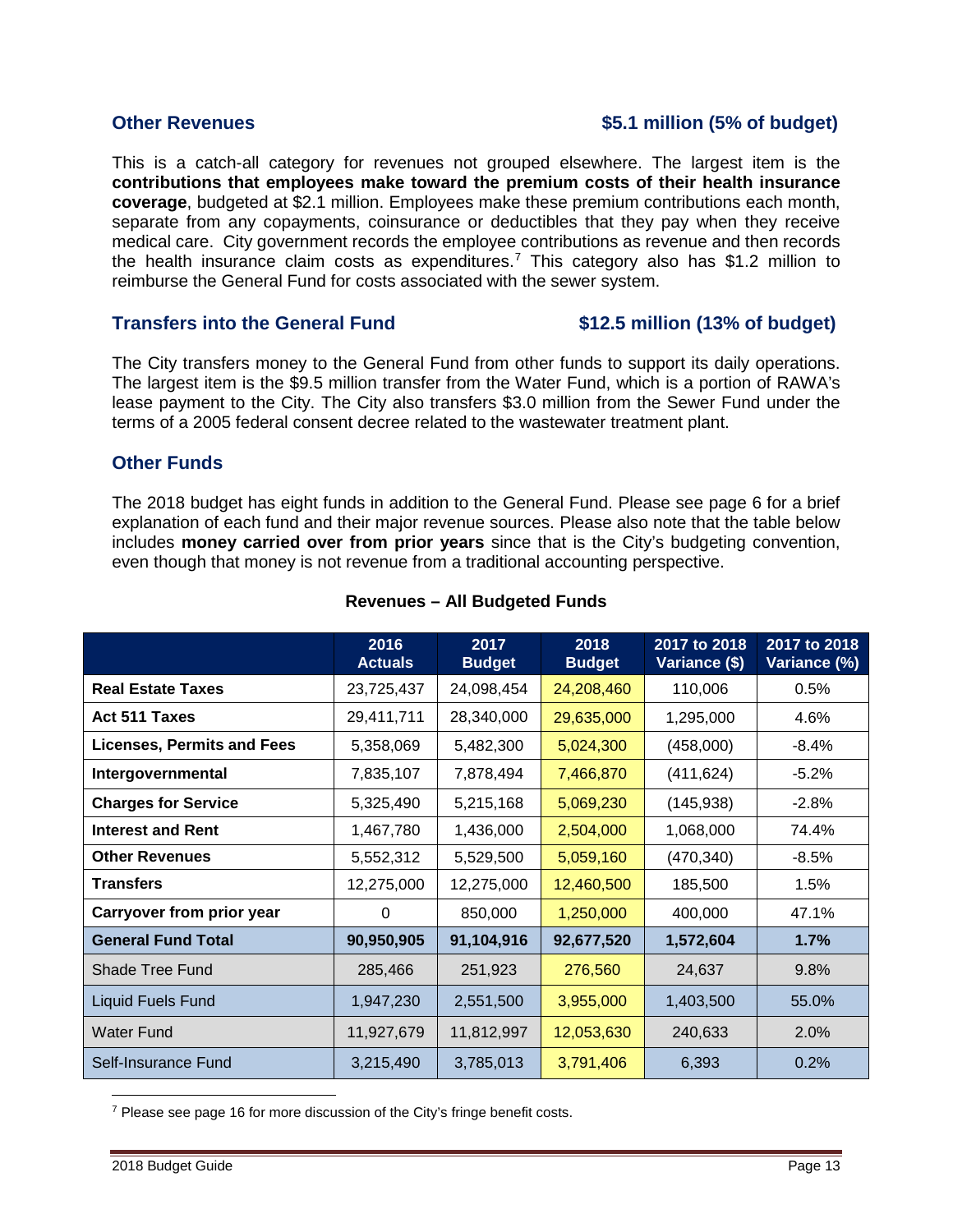## Other Revenues $5.1 million (5% of budget)

This is a catch-all category for revenues not grouped elsewhere. The largest item is the **contributions that employees make toward the premium costs of their health insurance coverage**, budgeted at $2.1 million. Employees make these premium contributions each month, separate from any copayments, coinsurance or deductibles that they pay when they receive medical care. City government records the employee contributions as revenue and then records the health insurance claim costs as expenditures.[7] This category also has $1.2 million to reimburse the General Fund for costs associated with the sewer system.

## Transfers into the General Fund $12.5 million (13% of budget)

The City transfers money to the General Fund from other funds to support its daily operations. The largest item is the $9.5 million transfer from the Water Fund, which is a portion of RAWA's lease payment to the City. The City also transfers $3.0 million from the Sewer Fund under the terms of a 2005 federal consent decree related to the wastewater treatment plant.

## Other Funds

The 2018 budget has eight funds in addition to the General Fund. Please see page 6 for a brief explanation of each fund and their major revenue sources. Please also note that the table below includes **money carried over from prior years** since that is the City's budgeting convention, even though that money is not revenue from a traditional accounting perspective.

**Revenues – All Budgeted Funds**

| | 2016 Actuals | 2017 Budget | 2018 Budget | 2017 to 2018 Variance ($) | 2017 to 2018 Variance (%) |
|---|---|---|---|---|---|
| **Real Estate Taxes** | 23,725,437 | 24,098,454 | 24,208,460 | 110,006 | 0.5% |
| **Act 511 Taxes** | 29,411,711 | 28,340,000 | 29,635,000 | 1,295,000 | 4.6% |
| **Licenses, Permits and Fees** | 5,358,069 | 5,482,300 | 5,024,300 | (458,000) | -8.4% |
| **Intergovernmental** | 7,835,107 | 7,878,494 | 7,466,870 | (411,624) | -5.2% |
| **Charges for Service** | 5,325,490 | 5,215,168 | 5,069,230 | (145,938) | -2.8% |
| **Interest and Rent** | 1,467,780 | 1,436,000 | 2,504,000 | 1,068,000 | 74.4% |
| **Other Revenues** | 5,552,312 | 5,529,500 | 5,059,160 | (470,340) | -8.5% |
| **Transfers** | 12,275,000 | 12,275,000 | 12,460,500 | 185,500 | 1.5% |
| **Carryover from prior year** | 0 | 850,000 | 1,250,000 | 400,000 | 47.1% |
| **General Fund Total** | **90,950,905** | **91,104,916** | **92,677,520** | **1,572,604** | **1.7%** |
| Shade Tree Fund | 285,466 | 251,923 | 276,560 | 24,637 | 9.8% |
| Liquid Fuels Fund | 1,947,230 | 2,551,500 | 3,955,000 | 1,403,500 | 55.0% |
| Water Fund | 11,927,679 | 11,812,997 | 12,053,630 | 240,633 | 2.0% |
| Self-Insurance Fund | 3,215,490 | 3,785,013 | 3,791,406 | 6,393 | 0.2% |

[7] Please see page 16 for more discussion of the City's fringe benefit costs.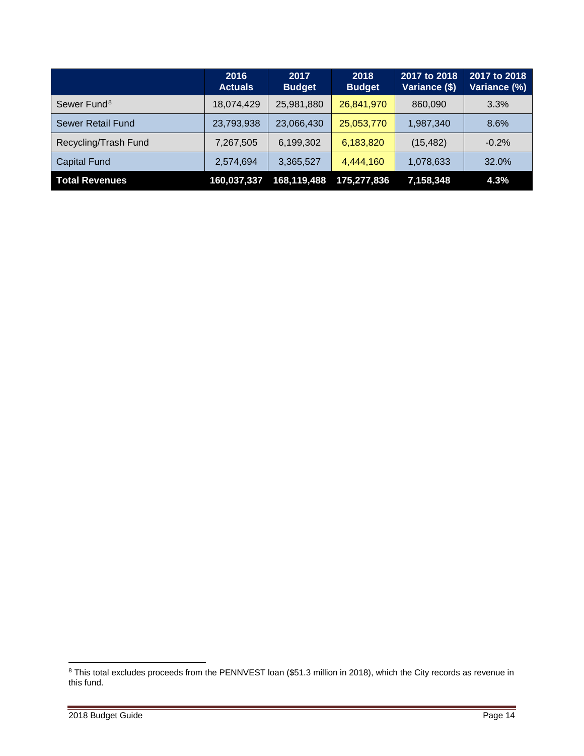| | 2016 Actuals | 2017 Budget | 2018 Budget | 2017 to 2018 Variance ($) | 2017 to 2018 Variance (%) |
|---|---|---|---|---|---|
| Sewer Fund[8] | 18,074,429 | 25,981,880 | 26,841,970 | 860,090 | 3.3% |
| Sewer Retail Fund | 23,793,938 | 23,066,430 | 25,053,770 | 1,987,340 | 8.6% |
| Recycling/Trash Fund | 7,267,505 | 6,199,302 | 6,183,820 | (15,482) | -0.2% |
| Capital Fund | 2,574,694 | 3,365,527 | 4,444,160 | 1,078,633 | 32.0% |
| **Total Revenues** | **160,037,337** | **168,119,488** | **175,277,836** | **7,158,348** | **4.3%** |

[8] This total excludes proceeds from the PENNVEST loan ($51.3 million in 2018), which the City records as revenue in this fund.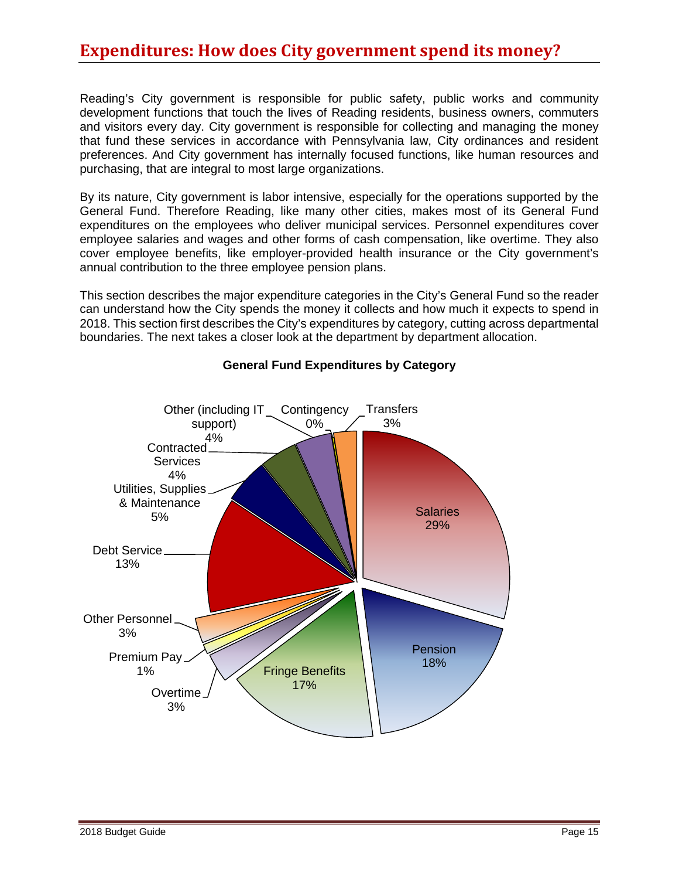# Expenditures: How does City government spend its money?

Reading's City government is responsible for public safety, public works and community development functions that touch the lives of Reading residents, business owners, commuters and visitors every day. City government is responsible for collecting and managing the money that fund these services in accordance with Pennsylvania law, City ordinances and resident preferences. And City government has internally focused functions, like human resources and purchasing, that are integral to most large organizations.

By its nature, City government is labor intensive, especially for the operations supported by the General Fund. Therefore Reading, like many other cities, makes most of its General Fund expenditures on the employees who deliver municipal services. Personnel expenditures cover employee salaries and wages and other forms of cash compensation, like overtime. They also cover employee benefits, like employer-provided health insurance or the City government's annual contribution to the three employee pension plans.

This section describes the major expenditure categories in the City's General Fund so the reader can understand how the City spends the money it collects and how much it expects to spend in 2018. This section first describes the City's expenditures by category, cutting across departmental boundaries. The next takes a closer look at the department by department allocation.

**General Fund Expenditures by Category**

| Category | Share |
|---|---|
| Salaries | 29% |
| Pension | 18% |
| Fringe Benefits | 17% |
| Overtime | 3% |
| Premium Pay | 1% |
| Other Personnel | 3% |
| Debt Service | 13% |
| Utilities, Supplies & Maintenance | 5% |
| Contracted Services | 4% |
| Other (including IT support) | 4% |
| Contingency | 0% |
| Transfers | 3% |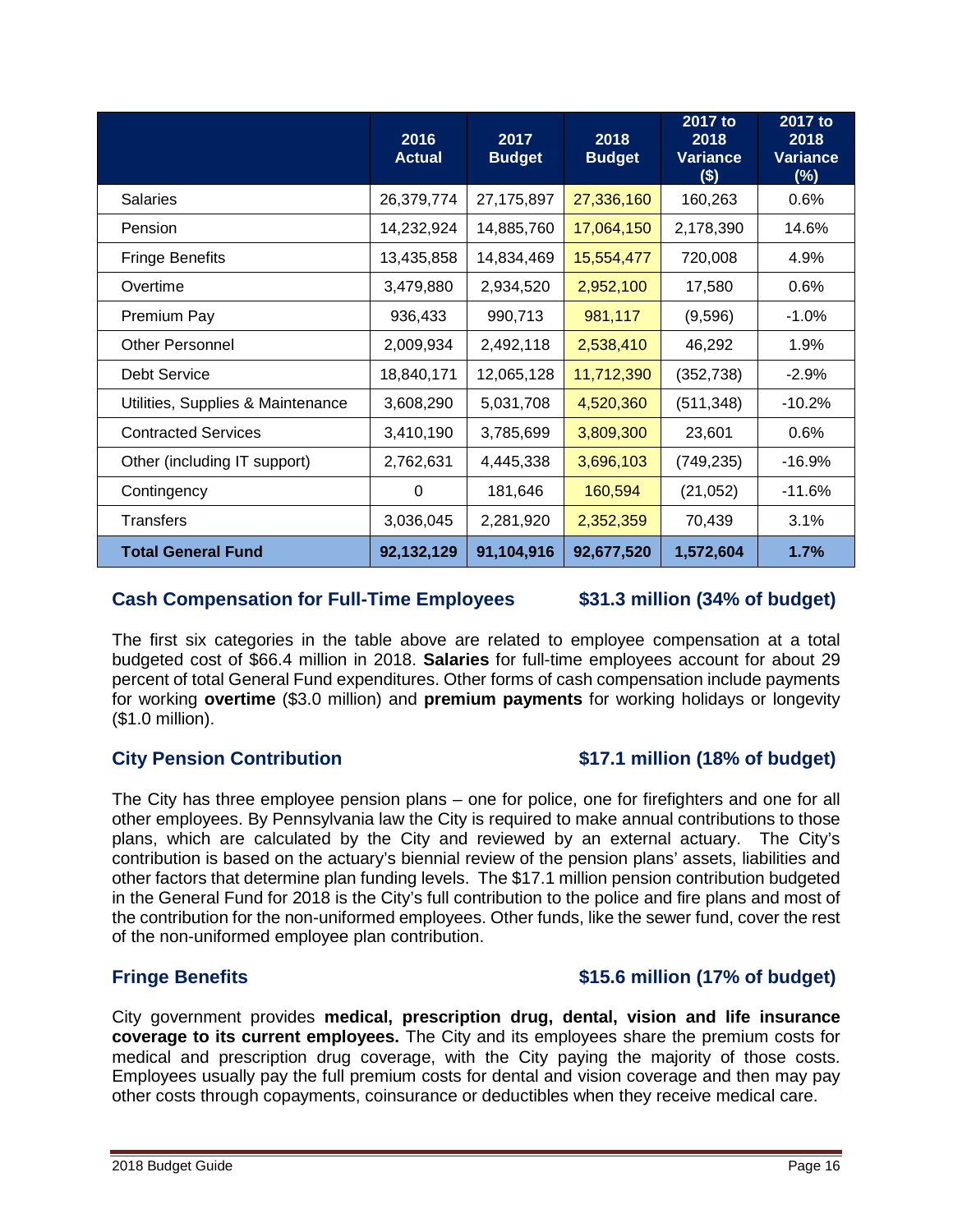| | 2016 Actual | 2017 Budget | 2018 Budget | 2017 to 2018 Variance ($) | 2017 to 2018 Variance (%) |
|---|---|---|---|---|---|
| Salaries | 26,379,774 | 27,175,897 | 27,336,160 | 160,263 | 0.6% |
| Pension | 14,232,924 | 14,885,760 | 17,064,150 | 2,178,390 | 14.6% |
| Fringe Benefits | 13,435,858 | 14,834,469 | 15,554,477 | 720,008 | 4.9% |
| Overtime | 3,479,880 | 2,934,520 | 2,952,100 | 17,580 | 0.6% |
| Premium Pay | 936,433 | 990,713 | 981,117 | (9,596) | -1.0% |
| Other Personnel | 2,009,934 | 2,492,118 | 2,538,410 | 46,292 | 1.9% |
| Debt Service | 18,840,171 | 12,065,128 | 11,712,390 | (352,738) | -2.9% |
| Utilities, Supplies & Maintenance | 3,608,290 | 5,031,708 | 4,520,360 | (511,348) | -10.2% |
| Contracted Services | 3,410,190 | 3,785,699 | 3,809,300 | 23,601 | 0.6% |
| Other (including IT support) | 2,762,631 | 4,445,338 | 3,696,103 | (749,235) | -16.9% |
| Contingency | 0 | 181,646 | 160,594 | (21,052) | -11.6% |
| Transfers | 3,036,045 | 2,281,920 | 2,352,359 | 70,439 | 3.1% |
| **Total General Fund** | **92,132,129** | **91,104,916** | **92,677,520** | **1,572,604** | **1.7%** |

## Cash Compensation for Full-Time Employees — $31.3 million (34% of budget)

The first six categories in the table above are related to employee compensation at a total budgeted cost of $66.4 million in 2018. **Salaries** for full-time employees account for about 29 percent of total General Fund expenditures. Other forms of cash compensation include payments for working **overtime** ($3.0 million) and **premium payments** for working holidays or longevity ($1.0 million).

## City Pension Contribution — $17.1 million (18% of budget)

The City has three employee pension plans – one for police, one for firefighters and one for all other employees. By Pennsylvania law the City is required to make annual contributions to those plans, which are calculated by the City and reviewed by an external actuary. The City's contribution is based on the actuary's biennial review of the pension plans' assets, liabilities and other factors that determine plan funding levels. The $17.1 million pension contribution budgeted in the General Fund for 2018 is the City's full contribution to the police and fire plans and most of the contribution for the non-uniformed employees. Other funds, like the sewer fund, cover the rest of the non-uniformed employee plan contribution.

## Fringe Benefits — $15.6 million (17% of budget)

City government provides **medical, prescription drug, dental, vision and life insurance coverage to its current employees.** The City and its employees share the premium costs for medical and prescription drug coverage, with the City paying the majority of those costs. Employees usually pay the full premium costs for dental and vision coverage and then may pay other costs through copayments, coinsurance or deductibles when they receive medical care.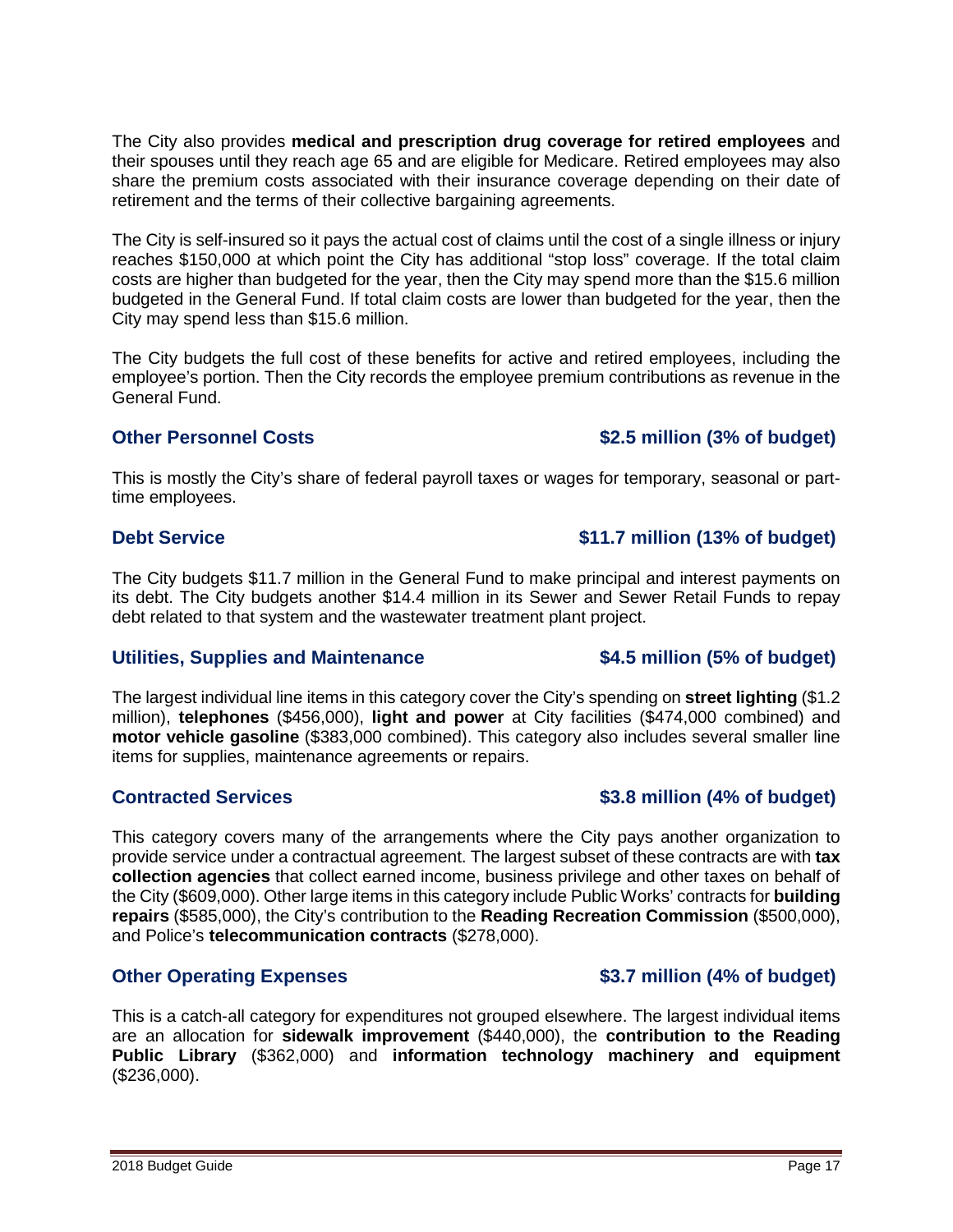The City also provides **medical and prescription drug coverage for retired employees** and their spouses until they reach age 65 and are eligible for Medicare. Retired employees may also share the premium costs associated with their insurance coverage depending on their date of retirement and the terms of their collective bargaining agreements.

The City is self-insured so it pays the actual cost of claims until the cost of a single illness or injury reaches $150,000 at which point the City has additional "stop loss" coverage. If the total claim costs are higher than budgeted for the year, then the City may spend more than the $15.6 million budgeted in the General Fund. If total claim costs are lower than budgeted for the year, then the City may spend less than $15.6 million.

The City budgets the full cost of these benefits for active and retired employees, including the employee's portion. Then the City records the employee premium contributions as revenue in the General Fund.

### Other Personnel Costs — $2.5 million (3% of budget)

This is mostly the City's share of federal payroll taxes or wages for temporary, seasonal or part-time employees.

### Debt Service — $11.7 million (13% of budget)

The City budgets $11.7 million in the General Fund to make principal and interest payments on its debt. The City budgets another $14.4 million in its Sewer and Sewer Retail Funds to repay debt related to that system and the wastewater treatment plant project.

### Utilities, Supplies and Maintenance — $4.5 million (5% of budget)

The largest individual line items in this category cover the City's spending on **street lighting** ($1.2 million), **telephones** ($456,000), **light and power** at City facilities ($474,000 combined) and **motor vehicle gasoline** ($383,000 combined). This category also includes several smaller line items for supplies, maintenance agreements or repairs.

### Contracted Services — $3.8 million (4% of budget)

This category covers many of the arrangements where the City pays another organization to provide service under a contractual agreement. The largest subset of these contracts are with **tax collection agencies** that collect earned income, business privilege and other taxes on behalf of the City ($609,000). Other large items in this category include Public Works' contracts for **building repairs** ($585,000), the City's contribution to the **Reading Recreation Commission** ($500,000), and Police's **telecommunication contracts** ($278,000).

### Other Operating Expenses — $3.7 million (4% of budget)

This is a catch-all category for expenditures not grouped elsewhere. The largest individual items are an allocation for **sidewalk improvement** ($440,000), the **contribution to the Reading Public Library** ($362,000) and **information technology machinery and equipment** ($236,000).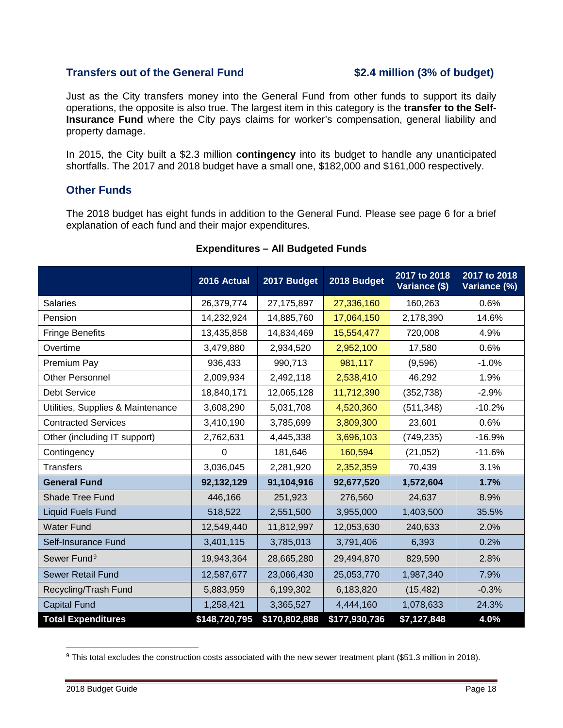## Transfers out of the General Fund $2.4 million (3% of budget)

Just as the City transfers money into the General Fund from other funds to support its daily operations, the opposite is also true. The largest item in this category is the **transfer to the Self-Insurance Fund** where the City pays claims for worker's compensation, general liability and property damage.

In 2015, the City built a $2.3 million **contingency** into its budget to handle any unanticipated shortfalls. The 2017 and 2018 budget have a small one, $182,000 and $161,000 respectively.

## Other Funds

The 2018 budget has eight funds in addition to the General Fund. Please see page 6 for a brief explanation of each fund and their major expenditures.

**Expenditures – All Budgeted Funds**

| | 2016 Actual | 2017 Budget | 2018 Budget | 2017 to 2018 Variance ($) | 2017 to 2018 Variance (%) |
|---|---|---|---|---|---|
| Salaries | 26,379,774 | 27,175,897 | 27,336,160 | 160,263 | 0.6% |
| Pension | 14,232,924 | 14,885,760 | 17,064,150 | 2,178,390 | 14.6% |
| Fringe Benefits | 13,435,858 | 14,834,469 | 15,554,477 | 720,008 | 4.9% |
| Overtime | 3,479,880 | 2,934,520 | 2,952,100 | 17,580 | 0.6% |
| Premium Pay | 936,433 | 990,713 | 981,117 | (9,596) | -1.0% |
| Other Personnel | 2,009,934 | 2,492,118 | 2,538,410 | 46,292 | 1.9% |
| Debt Service | 18,840,171 | 12,065,128 | 11,712,390 | (352,738) | -2.9% |
| Utilities, Supplies & Maintenance | 3,608,290 | 5,031,708 | 4,520,360 | (511,348) | -10.2% |
| Contracted Services | 3,410,190 | 3,785,699 | 3,809,300 | 23,601 | 0.6% |
| Other (including IT support) | 2,762,631 | 4,445,338 | 3,696,103 | (749,235) | -16.9% |
| Contingency | 0 | 181,646 | 160,594 | (21,052) | -11.6% |
| Transfers | 3,036,045 | 2,281,920 | 2,352,359 | 70,439 | 3.1% |
| **General Fund** | **92,132,129** | **91,104,916** | **92,677,520** | **1,572,604** | **1.7%** |
| Shade Tree Fund | 446,166 | 251,923 | 276,560 | 24,637 | 8.9% |
| Liquid Fuels Fund | 518,522 | 2,551,500 | 3,955,000 | 1,403,500 | 35.5% |
| Water Fund | 12,549,440 | 11,812,997 | 12,053,630 | 240,633 | 2.0% |
| Self-Insurance Fund | 3,401,115 | 3,785,013 | 3,791,406 | 6,393 | 0.2% |
| Sewer Fund[9] | 19,943,364 | 28,665,280 | 29,494,870 | 829,590 | 2.8% |
| Sewer Retail Fund | 12,587,677 | 23,066,430 | 25,053,770 | 1,987,340 | 7.9% |
| Recycling/Trash Fund | 5,883,959 | 6,199,302 | 6,183,820 | (15,482) | -0.3% |
| Capital Fund | 1,258,421 | 3,365,527 | 4,444,160 | 1,078,633 | 24.3% |
| **Total Expenditures** | **$148,720,795** | **$170,802,888** | **$177,930,736** | **$7,127,848** | **4.0%** |

[9] This total excludes the construction costs associated with the new sewer treatment plant ($51.3 million in 2018).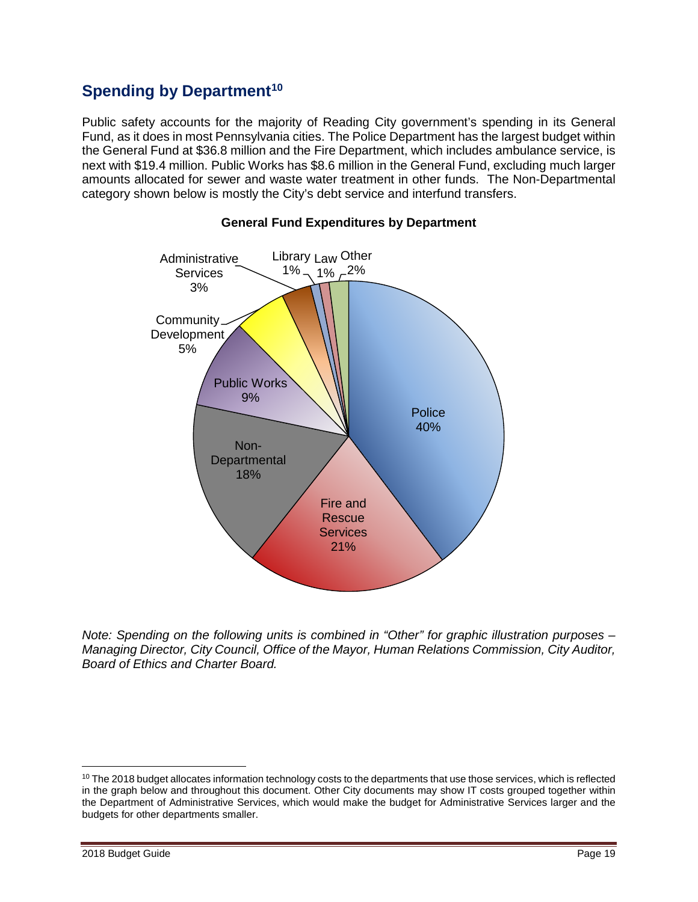## Spending by Department[10]

Public safety accounts for the majority of Reading City government's spending in its General Fund, as it does in most Pennsylvania cities. The Police Department has the largest budget within the General Fund at $36.8 million and the Fire Department, which includes ambulance service, is next with $19.4 million. Public Works has $8.6 million in the General Fund, excluding much larger amounts allocated for sewer and waste water treatment in other funds. The Non-Departmental category shown below is mostly the City's debt service and interfund transfers.

**General Fund Expenditures by Department**

| Department | Share |
|---|---|
| Police | 40% |
| Fire and Rescue Services | 21% |
| Non-Departmental | 18% |
| Public Works | 9% |
| Community Development | 5% |
| Administrative Services | 3% |
| Library | 1% |
| Law | 1% |
| Other | 2% |

*Note: Spending on the following units is combined in "Other" for graphic illustration purposes – Managing Director, City Council, Office of the Mayor, Human Relations Commission, City Auditor, Board of Ethics and Charter Board.*

---

[10] The 2018 budget allocates information technology costs to the departments that use those services, which is reflected in the graph below and throughout this document. Other City documents may show IT costs grouped together within the Department of Administrative Services, which would make the budget for Administrative Services larger and the budgets for other departments smaller.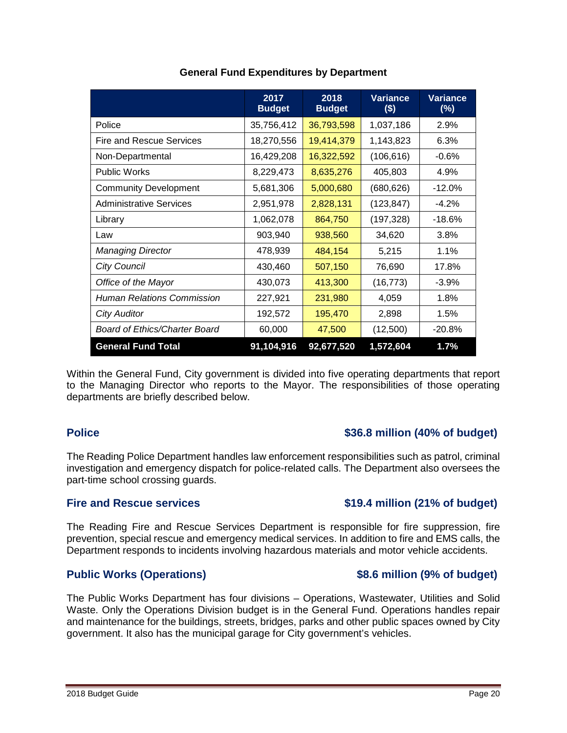**General Fund Expenditures by Department**

| | 2017 Budget | 2018 Budget | Variance ($) | Variance (%) |
|---|---|---|---|---|
| Police | 35,756,412 | 36,793,598 | 1,037,186 | 2.9% |
| Fire and Rescue Services | 18,270,556 | 19,414,379 | 1,143,823 | 6.3% |
| Non-Departmental | 16,429,208 | 16,322,592 | (106,616) | -0.6% |
| Public Works | 8,229,473 | 8,635,276 | 405,803 | 4.9% |
| Community Development | 5,681,306 | 5,000,680 | (680,626) | -12.0% |
| Administrative Services | 2,951,978 | 2,828,131 | (123,847) | -4.2% |
| Library | 1,062,078 | 864,750 | (197,328) | -18.6% |
| Law | 903,940 | 938,560 | 34,620 | 3.8% |
| *Managing Director* | 478,939 | 484,154 | 5,215 | 1.1% |
| *City Council* | 430,460 | 507,150 | 76,690 | 17.8% |
| *Office of the Mayor* | 430,073 | 413,300 | (16,773) | -3.9% |
| *Human Relations Commission* | 227,921 | 231,980 | 4,059 | 1.8% |
| *City Auditor* | 192,572 | 195,470 | 2,898 | 1.5% |
| *Board of Ethics/Charter Board* | 60,000 | 47,500 | (12,500) | -20.8% |
| **General Fund Total** | **91,104,916** | **92,677,520** | **1,572,604** | **1.7%** |

Within the General Fund, City government is divided into five operating departments that report to the Managing Director who reports to the Mayor. The responsibilities of those operating departments are briefly described below.

### Police — $36.8 million (40% of budget)

The Reading Police Department handles law enforcement responsibilities such as patrol, criminal investigation and emergency dispatch for police-related calls. The Department also oversees the part-time school crossing guards.

### Fire and Rescue services — $19.4 million (21% of budget)

The Reading Fire and Rescue Services Department is responsible for fire suppression, fire prevention, special rescue and emergency medical services. In addition to fire and EMS calls, the Department responds to incidents involving hazardous materials and motor vehicle accidents.

### Public Works (Operations) — $8.6 million (9% of budget)

The Public Works Department has four divisions – Operations, Wastewater, Utilities and Solid Waste. Only the Operations Division budget is in the General Fund. Operations handles repair and maintenance for the buildings, streets, bridges, parks and other public spaces owned by City government. It also has the municipal garage for City government's vehicles.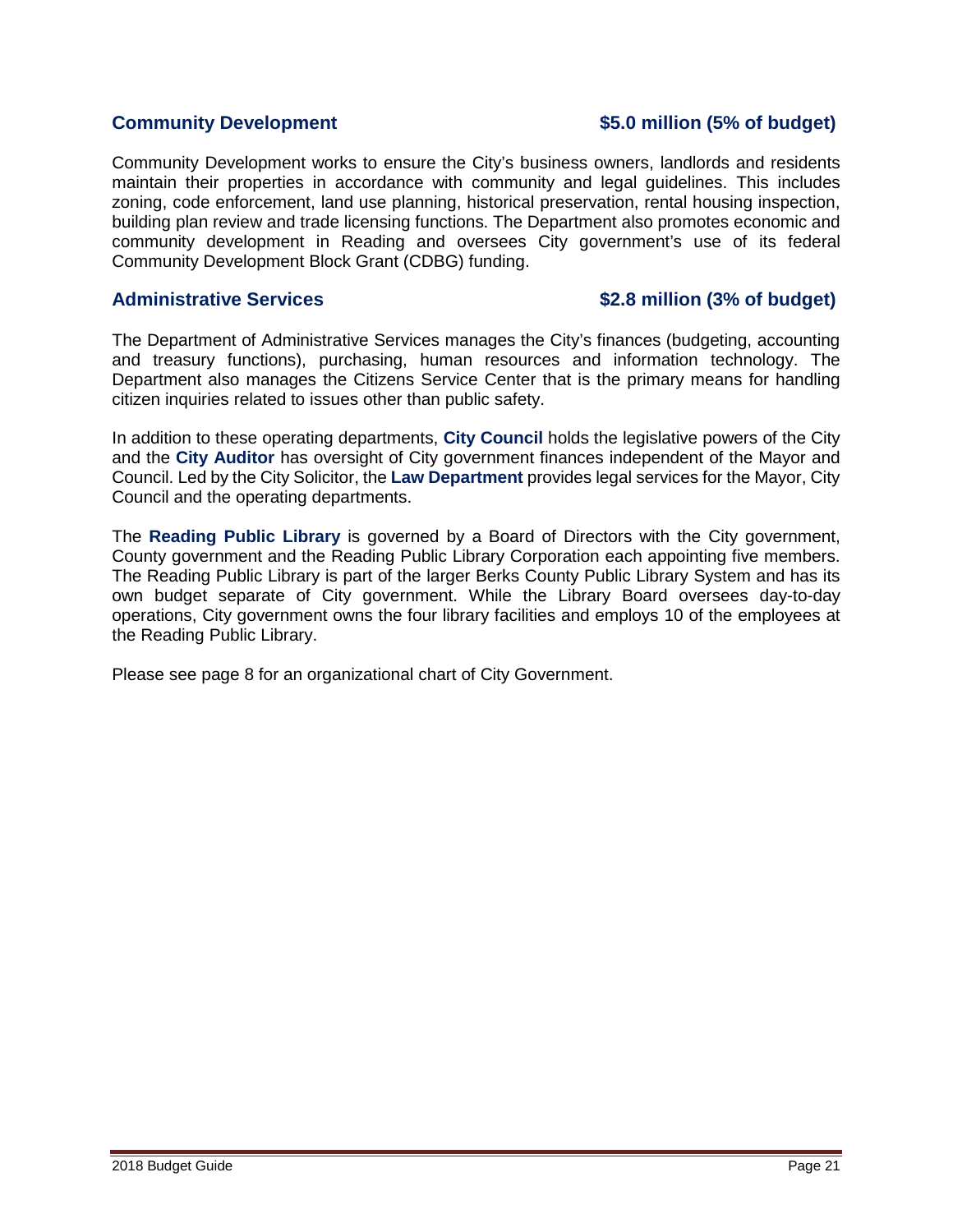## Community Development **$5.0 million (5% of budget)**

Community Development works to ensure the City's business owners, landlords and residents maintain their properties in accordance with community and legal guidelines. This includes zoning, code enforcement, land use planning, historical preservation, rental housing inspection, building plan review and trade licensing functions. The Department also promotes economic and community development in Reading and oversees City government's use of its federal Community Development Block Grant (CDBG) funding.

## Administrative Services **$2.8 million (3% of budget)**

The Department of Administrative Services manages the City's finances (budgeting, accounting and treasury functions), purchasing, human resources and information technology. The Department also manages the Citizens Service Center that is the primary means for handling citizen inquiries related to issues other than public safety.

In addition to these operating departments, **City Council** holds the legislative powers of the City and the **City Auditor** has oversight of City government finances independent of the Mayor and Council. Led by the City Solicitor, the **Law Department** provides legal services for the Mayor, City Council and the operating departments.

The **Reading Public Library** is governed by a Board of Directors with the City government, County government and the Reading Public Library Corporation each appointing five members. The Reading Public Library is part of the larger Berks County Public Library System and has its own budget separate of City government. While the Library Board oversees day-to-day operations, City government owns the four library facilities and employs 10 of the employees at the Reading Public Library.

Please see page 8 for an organizational chart of City Government.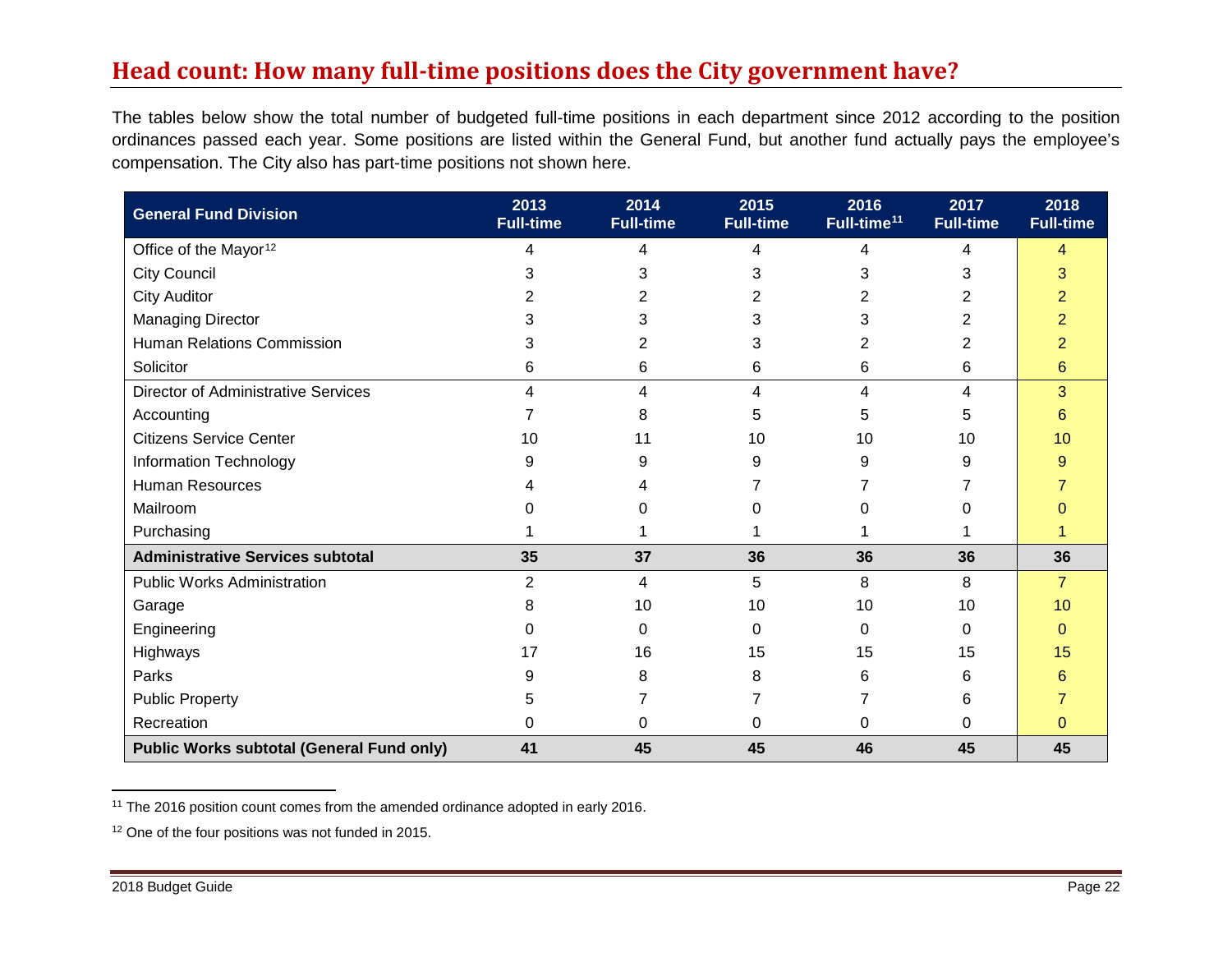## Head count: How many full-time positions does the City government have?

The tables below show the total number of budgeted full-time positions in each department since 2012 according to the position ordinances passed each year. Some positions are listed within the General Fund, but another fund actually pays the employee's compensation. The City also has part-time positions not shown here.

| General Fund Division | 2013 Full-time | 2014 Full-time | 2015 Full-time | 2016 Full-time[11] | 2017 Full-time | 2018 Full-time |
|---|---|---|---|---|---|---|
| Office of the Mayor[12] | 4 | 4 | 4 | 4 | 4 | 4 |
| City Council | 3 | 3 | 3 | 3 | 3 | 3 |
| City Auditor | 2 | 2 | 2 | 2 | 2 | 2 |
| Managing Director | 3 | 3 | 3 | 3 | 2 | 2 |
| Human Relations Commission | 3 | 2 | 3 | 2 | 2 | 2 |
| Solicitor | 6 | 6 | 6 | 6 | 6 | 6 |
| Director of Administrative Services | 4 | 4 | 4 | 4 | 4 | 3 |
| Accounting | 7 | 8 | 5 | 5 | 5 | 6 |
| Citizens Service Center | 10 | 11 | 10 | 10 | 10 | 10 |
| Information Technology | 9 | 9 | 9 | 9 | 9 | 9 |
| Human Resources | 4 | 4 | 7 | 7 | 7 | 7 |
| Mailroom | 0 | 0 | 0 | 0 | 0 | 0 |
| Purchasing | 1 | 1 | 1 | 1 | 1 | 1 |
| **Administrative Services subtotal** | **35** | **37** | **36** | **36** | **36** | **36** |
| Public Works Administration | 2 | 4 | 5 | 8 | 8 | 7 |
| Garage | 8 | 10 | 10 | 10 | 10 | 10 |
| Engineering | 0 | 0 | 0 | 0 | 0 | 0 |
| Highways | 17 | 16 | 15 | 15 | 15 | 15 |
| Parks | 9 | 8 | 8 | 6 | 6 | 6 |
| Public Property | 5 | 7 | 7 | 7 | 6 | 7 |
| Recreation | 0 | 0 | 0 | 0 | 0 | 0 |
| **Public Works subtotal (General Fund only)** | **41** | **45** | **45** | **46** | **45** | **45** |

[11] The 2016 position count comes from the amended ordinance adopted in early 2016.

[12] One of the four positions was not funded in 2015.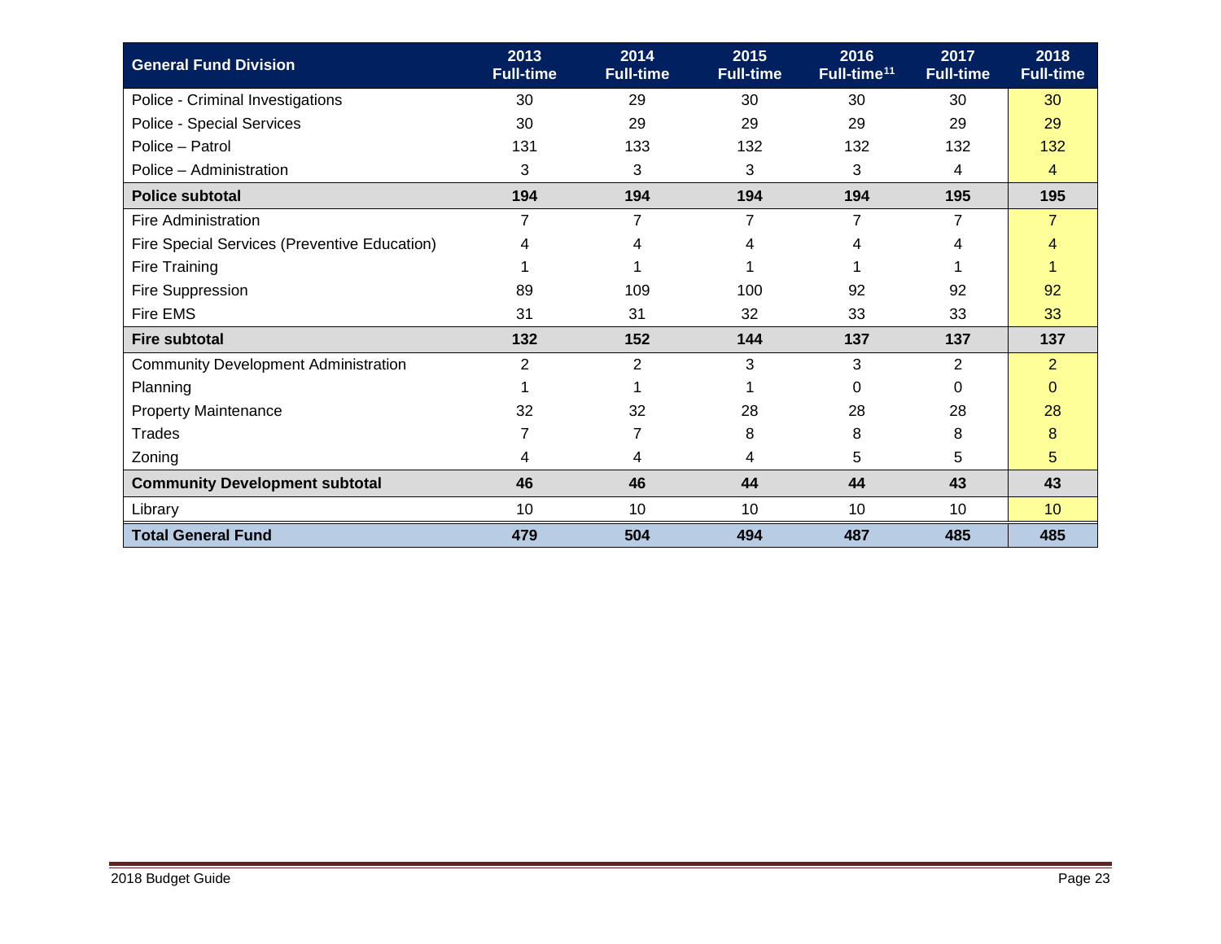| General Fund Division | 2013 Full-time | 2014 Full-time | 2015 Full-time | 2016 Full-time[11] | 2017 Full-time | 2018 Full-time |
|---|---|---|---|---|---|---|
| Police - Criminal Investigations | 30 | 29 | 30 | 30 | 30 | 30 |
| Police - Special Services | 30 | 29 | 29 | 29 | 29 | 29 |
| Police – Patrol | 131 | 133 | 132 | 132 | 132 | 132 |
| Police – Administration | 3 | 3 | 3 | 3 | 4 | 4 |
| **Police subtotal** | **194** | **194** | **194** | **194** | **195** | **195** |
| Fire Administration | 7 | 7 | 7 | 7 | 7 | 7 |
| Fire Special Services (Preventive Education) | 4 | 4 | 4 | 4 | 4 | 4 |
| Fire Training | 1 | 1 | 1 | 1 | 1 | 1 |
| Fire Suppression | 89 | 109 | 100 | 92 | 92 | 92 |
| Fire EMS | 31 | 31 | 32 | 33 | 33 | 33 |
| **Fire subtotal** | **132** | **152** | **144** | **137** | **137** | **137** |
| Community Development Administration | 2 | 2 | 3 | 3 | 2 | 2 |
| Planning | 1 | 1 | 1 | 0 | 0 | 0 |
| Property Maintenance | 32 | 32 | 28 | 28 | 28 | 28 |
| Trades | 7 | 7 | 8 | 8 | 8 | 8 |
| Zoning | 4 | 4 | 4 | 5 | 5 | 5 |
| **Community Development subtotal** | **46** | **46** | **44** | **44** | **43** | **43** |
| Library | 10 | 10 | 10 | 10 | 10 | 10 |
| **Total General Fund** | **479** | **504** | **494** | **487** | **485** | **485** |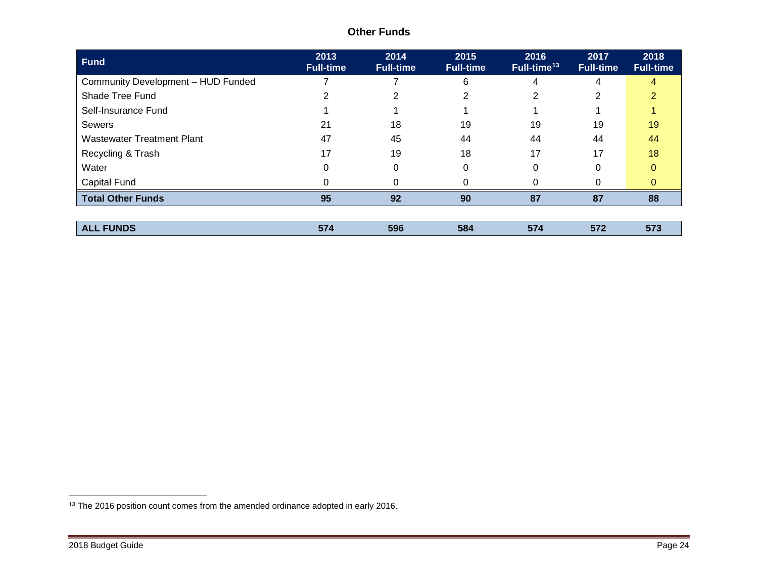## Other Funds

| Fund | 2013 Full-time | 2014 Full-time | 2015 Full-time | 2016 Full-time[13] | 2017 Full-time | 2018 Full-time |
|---|---|---|---|---|---|---|
| Community Development – HUD Funded | 7 | 7 | 6 | 4 | 4 | 4 |
| Shade Tree Fund | 2 | 2 | 2 | 2 | 2 | 2 |
| Self-Insurance Fund | 1 | 1 | 1 | 1 | 1 | 1 |
| Sewers | 21 | 18 | 19 | 19 | 19 | 19 |
| Wastewater Treatment Plant | 47 | 45 | 44 | 44 | 44 | 44 |
| Recycling & Trash | 17 | 19 | 18 | 17 | 17 | 18 |
| Water | 0 | 0 | 0 | 0 | 0 | 0 |
| Capital Fund | 0 | 0 | 0 | 0 | 0 | 0 |
| **Total Other Funds** | **95** | **92** | **90** | **87** | **87** | **88** |
| **ALL FUNDS** | **574** | **596** | **584** | **574** | **572** | **573** |

[13] The 2016 position count comes from the amended ordinance adopted in early 2016.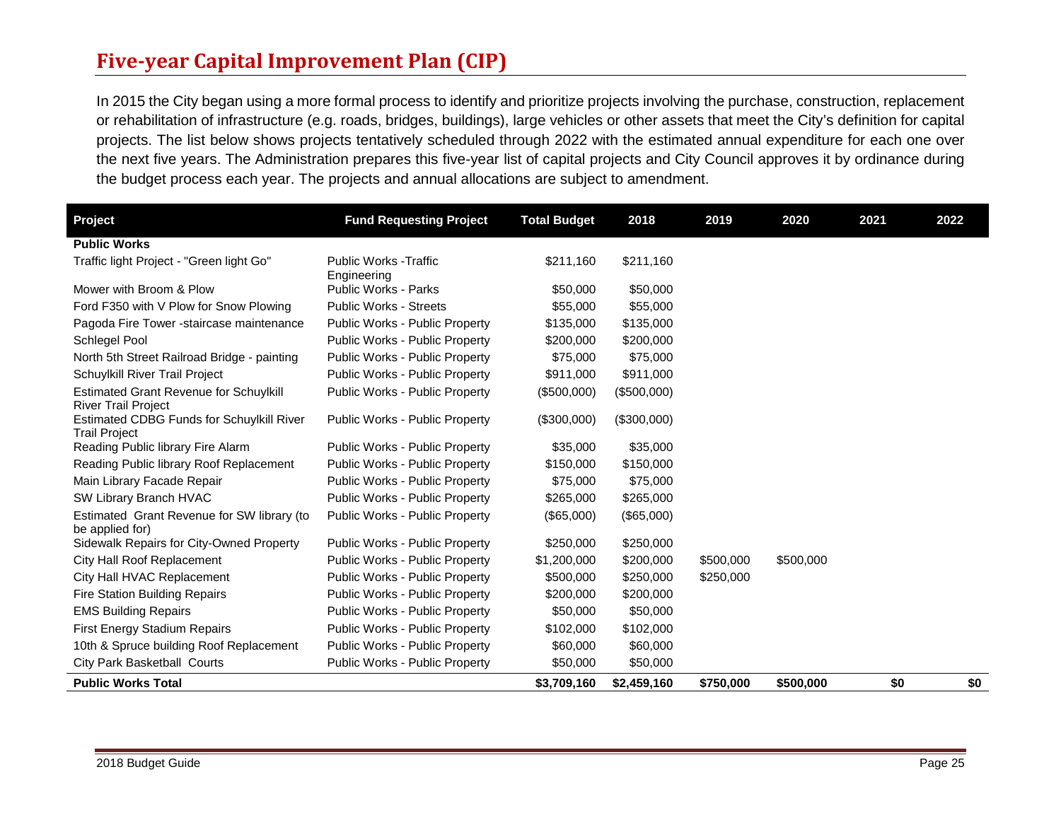## Five-year Capital Improvement Plan (CIP)

In 2015 the City began using a more formal process to identify and prioritize projects involving the purchase, construction, replacement or rehabilitation of infrastructure (e.g. roads, bridges, buildings), large vehicles or other assets that meet the City's definition for capital projects. The list below shows projects tentatively scheduled through 2022 with the estimated annual expenditure for each one over the next five years. The Administration prepares this five-year list of capital projects and City Council approves it by ordinance during the budget process each year. The projects and annual allocations are subject to amendment.

| Project | Fund Requesting Project | Total Budget | 2018 | 2019 | 2020 | 2021 | 2022 |
|---|---|---|---|---|---|---|---|
| **Public Works** | | | | | | | |
| Traffic light Project - "Green light Go" | Public Works -Traffic Engineering | $211,160 | $211,160 | | | | |
| Mower with Broom & Plow | Public Works - Parks | $50,000 | $50,000 | | | | |
| Ford F350 with V Plow for Snow Plowing | Public Works - Streets | $55,000 | $55,000 | | | | |
| Pagoda Fire Tower -staircase maintenance | Public Works - Public Property | $135,000 | $135,000 | | | | |
| Schlegel Pool | Public Works - Public Property | $200,000 | $200,000 | | | | |
| North 5th Street Railroad Bridge - painting | Public Works - Public Property | $75,000 | $75,000 | | | | |
| Schuylkill River Trail Project | Public Works - Public Property | $911,000 | $911,000 | | | | |
| Estimated Grant Revenue for Schuylkill River Trail Project | Public Works - Public Property | ($500,000) | ($500,000) | | | | |
| Estimated CDBG Funds for Schuylkill River Trail Project | Public Works - Public Property | ($300,000) | ($300,000) | | | | |
| Reading Public library Fire Alarm | Public Works - Public Property | $35,000 | $35,000 | | | | |
| Reading Public library Roof Replacement | Public Works - Public Property | $150,000 | $150,000 | | | | |
| Main Library Facade Repair | Public Works - Public Property | $75,000 | $75,000 | | | | |
| SW Library Branch HVAC | Public Works - Public Property | $265,000 | $265,000 | | | | |
| Estimated Grant Revenue for SW library (to be applied for) | Public Works - Public Property | ($65,000) | ($65,000) | | | | |
| Sidewalk Repairs for City-Owned Property | Public Works - Public Property | $250,000 | $250,000 | | | | |
| City Hall Roof Replacement | Public Works - Public Property | $1,200,000 | $200,000 | $500,000 | $500,000 | | |
| City Hall HVAC Replacement | Public Works - Public Property | $500,000 | $250,000 | $250,000 | | | |
| Fire Station Building Repairs | Public Works - Public Property | $200,000 | $200,000 | | | | |
| EMS Building Repairs | Public Works - Public Property | $50,000 | $50,000 | | | | |
| First Energy Stadium Repairs | Public Works - Public Property | $102,000 | $102,000 | | | | |
| 10th & Spruce building Roof Replacement | Public Works - Public Property | $60,000 | $60,000 | | | | |
| City Park Basketball Courts | Public Works - Public Property | $50,000 | $50,000 | | | | |
| **Public Works Total** | | **$3,709,160** | **$2,459,160** | **$750,000** | **$500,000** | **$0** | **$0** |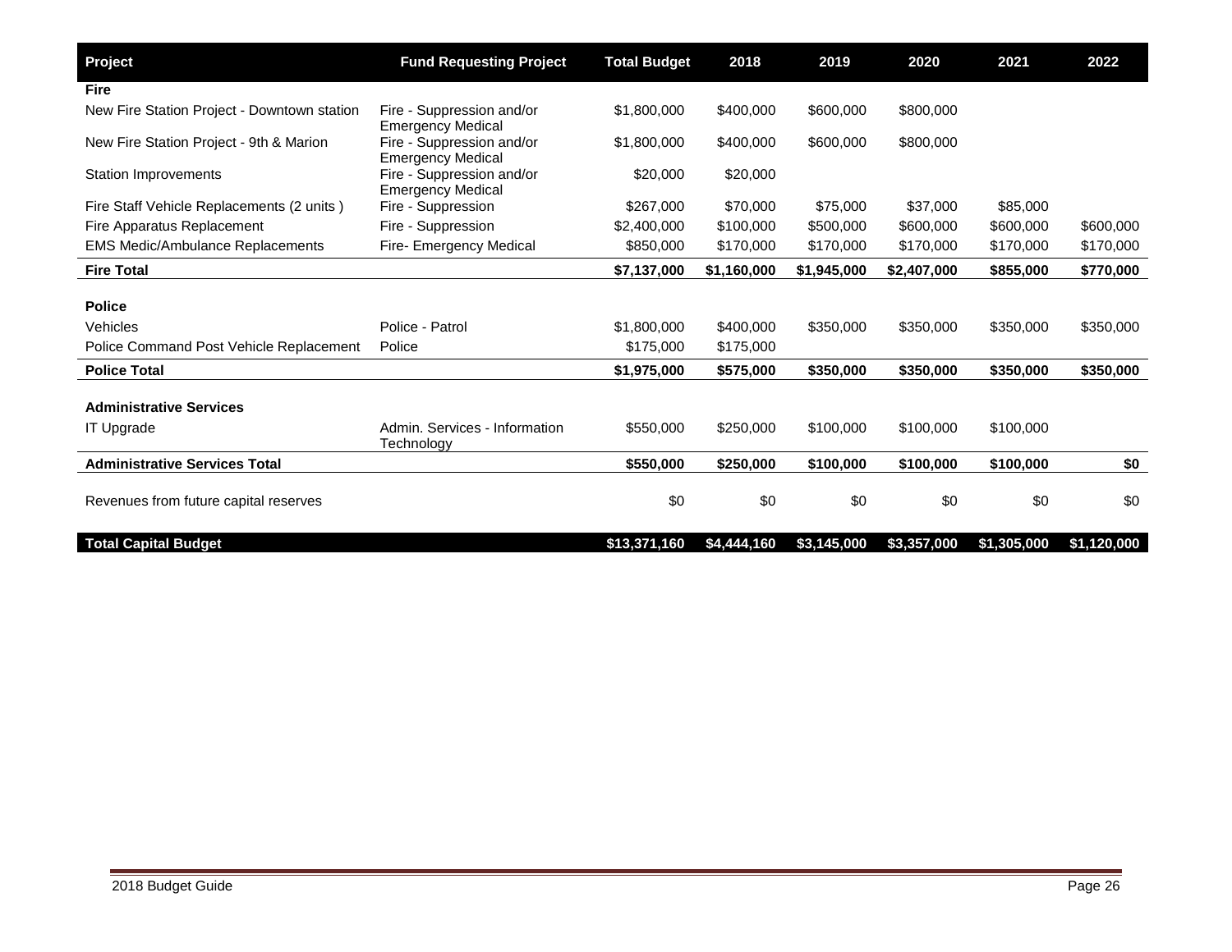| Project | Fund Requesting Project | Total Budget | 2018 | 2019 | 2020 | 2021 | 2022 |
|---|---|---|---|---|---|---|---|
| **Fire** | | | | | | | |
| New Fire Station Project - Downtown station | Fire - Suppression and/or Emergency Medical | $1,800,000 | $400,000 | $600,000 | $800,000 | | |
| New Fire Station Project - 9th & Marion | Fire - Suppression and/or Emergency Medical | $1,800,000 | $400,000 | $600,000 | $800,000 | | |
| Station Improvements | Fire - Suppression and/or Emergency Medical | $20,000 | $20,000 | | | | |
| Fire Staff Vehicle Replacements (2 units ) | Fire - Suppression | $267,000 | $70,000 | $75,000 | $37,000 | $85,000 | |
| Fire Apparatus Replacement | Fire - Suppression | $2,400,000 | $100,000 | $500,000 | $600,000 | $600,000 | $600,000 |
| EMS Medic/Ambulance Replacements | Fire- Emergency Medical | $850,000 | $170,000 | $170,000 | $170,000 | $170,000 | $170,000 |
| **Fire Total** | | **$7,137,000** | **$1,160,000** | **$1,945,000** | **$2,407,000** | **$855,000** | **$770,000** |
| **Police** | | | | | | | |
| Vehicles | Police - Patrol | $1,800,000 | $400,000 | $350,000 | $350,000 | $350,000 | $350,000 |
| Police Command Post Vehicle Replacement | Police | $175,000 | $175,000 | | | | |
| **Police Total** | | **$1,975,000** | **$575,000** | **$350,000** | **$350,000** | **$350,000** | **$350,000** |
| **Administrative Services** | | | | | | | |
| IT Upgrade | Admin. Services - Information Technology | $550,000 | $250,000 | $100,000 | $100,000 | $100,000 | |
| **Administrative Services Total** | | **$550,000** | **$250,000** | **$100,000** | **$100,000** | **$100,000** | **$0** |
| Revenues from future capital reserves | | $0 | $0 | $0 | $0 | $0 | $0 |
| **Total Capital Budget** | | **$13,371,160** | **$4,444,160** | **$3,145,000** | **$3,357,000** | **$1,305,000** | **$1,120,000** |